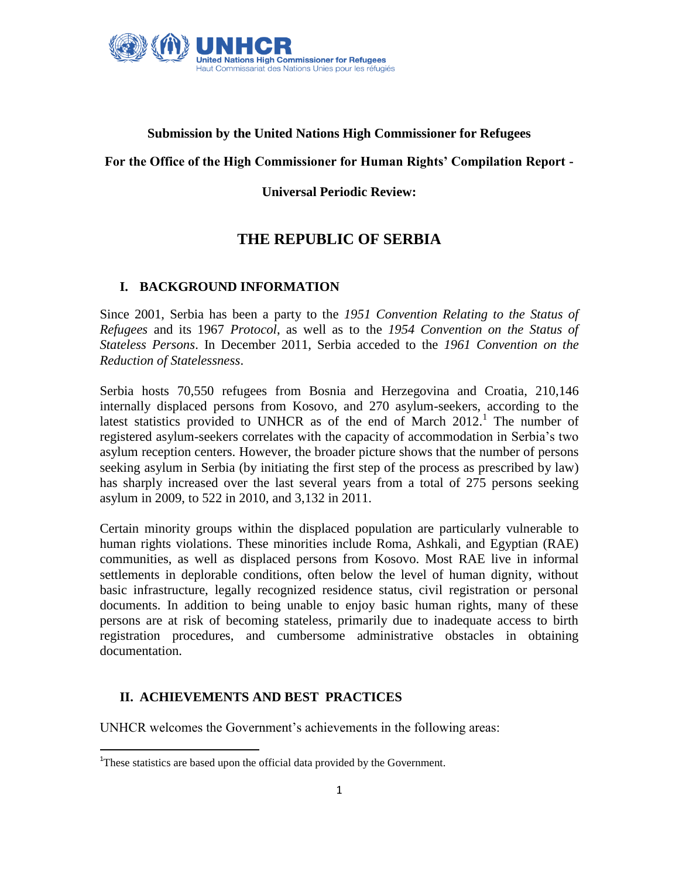**Submission by the United Nations High Commissioner for Refugees**

**For the Office of the High Commissioner for Human Rights' Compilation Report -**

**Universal Periodic Review:**

# THE REPUBLIC OF SERBIA

## I. BACKGROUND INFORMATION

Since 2001, Serbia has been a party to the *1951 Convention Relating to the Status of Refugees* and its 1967 *Protocol*, as well as to the *1954 Convention on the Status of Stateless Persons*. In December 2011, Serbia acceded to the *1961 Convention on the Reduction of Statelessness*.

Serbia hosts 70,550 refugees from Bosnia and Herzegovina and Croatia, 210,146 internally displaced persons from Kosovo, and 270 asylum-seekers, according to the latest statistics provided to UNHCR as of the end of March 2012.[1] The number of registered asylum-seekers correlates with the capacity of accommodation in Serbia's two asylum reception centers. However, the broader picture shows that the number of persons seeking asylum in Serbia (by initiating the first step of the process as prescribed by law) has sharply increased over the last several years from a total of 275 persons seeking asylum in 2009, to 522 in 2010, and 3,132 in 2011.

Certain minority groups within the displaced population are particularly vulnerable to human rights violations. These minorities include Roma, Ashkali, and Egyptian (RAE) communities, as well as displaced persons from Kosovo. Most RAE live in informal settlements in deplorable conditions, often below the level of human dignity, without basic infrastructure, legally recognized residence status, civil registration or personal documents. In addition to being unable to enjoy basic human rights, many of these persons are at risk of becoming stateless, primarily due to inadequate access to birth registration procedures, and cumbersome administrative obstacles in obtaining documentation.

## II. ACHIEVEMENTS AND BEST PRACTICES

UNHCR welcomes the Government's achievements in the following areas:

---

[1] These statistics are based upon the official data provided by the Government.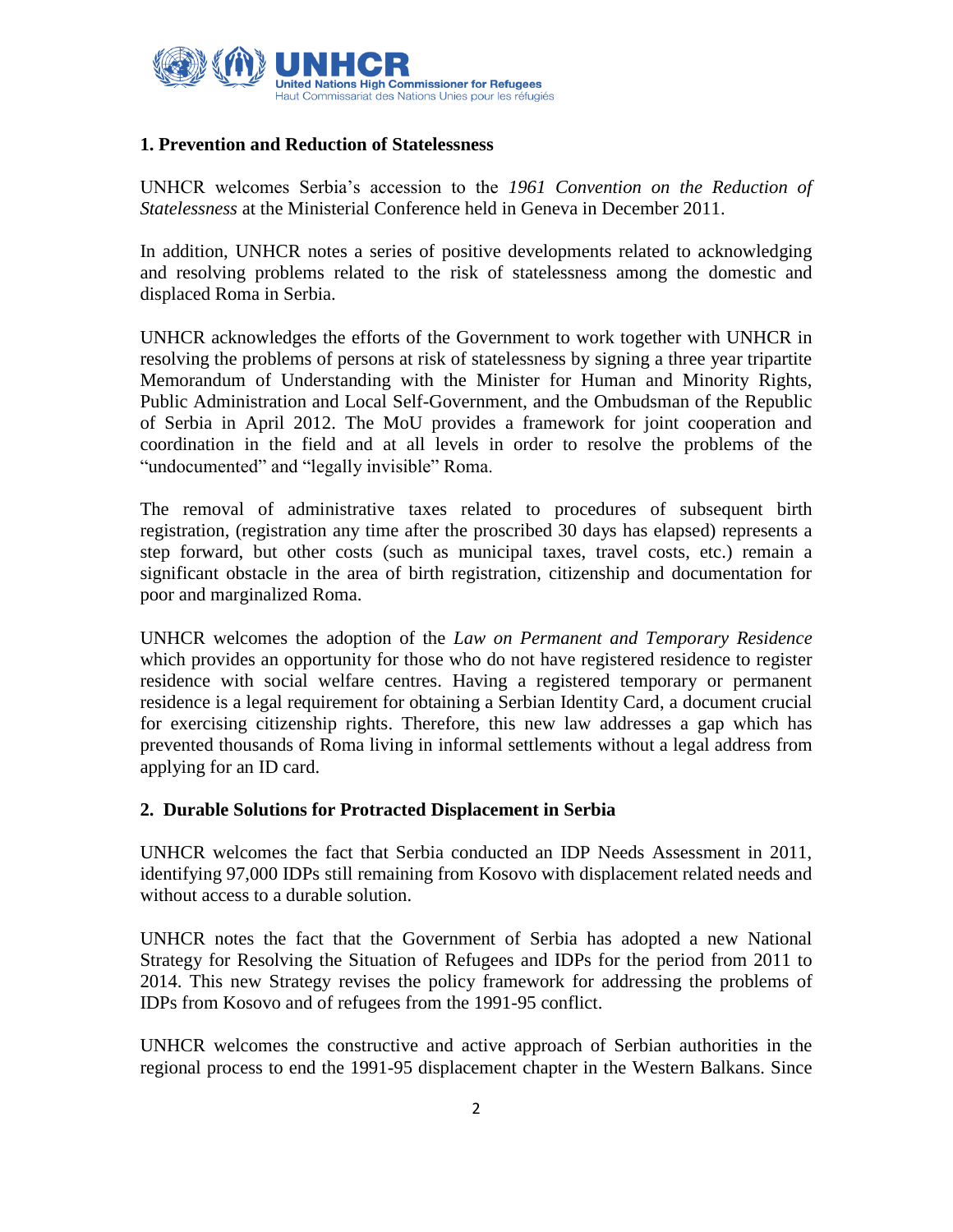## 1. Prevention and Reduction of Statelessness

UNHCR welcomes Serbia's accession to the *1961 Convention on the Reduction of Statelessness* at the Ministerial Conference held in Geneva in December 2011.

In addition, UNHCR notes a series of positive developments related to acknowledging and resolving problems related to the risk of statelessness among the domestic and displaced Roma in Serbia.

UNHCR acknowledges the efforts of the Government to work together with UNHCR in resolving the problems of persons at risk of statelessness by signing a three year tripartite Memorandum of Understanding with the Minister for Human and Minority Rights, Public Administration and Local Self-Government, and the Ombudsman of the Republic of Serbia in April 2012. The MoU provides a framework for joint cooperation and coordination in the field and at all levels in order to resolve the problems of the "undocumented" and "legally invisible" Roma.

The removal of administrative taxes related to procedures of subsequent birth registration, (registration any time after the proscribed 30 days has elapsed) represents a step forward, but other costs (such as municipal taxes, travel costs, etc.) remain a significant obstacle in the area of birth registration, citizenship and documentation for poor and marginalized Roma.

UNHCR welcomes the adoption of the *Law on Permanent and Temporary Residence* which provides an opportunity for those who do not have registered residence to register residence with social welfare centres. Having a registered temporary or permanent residence is a legal requirement for obtaining a Serbian Identity Card, a document crucial for exercising citizenship rights. Therefore, this new law addresses a gap which has prevented thousands of Roma living in informal settlements without a legal address from applying for an ID card.

## 2. Durable Solutions for Protracted Displacement in Serbia

UNHCR welcomes the fact that Serbia conducted an IDP Needs Assessment in 2011, identifying 97,000 IDPs still remaining from Kosovo with displacement related needs and without access to a durable solution.

UNHCR notes the fact that the Government of Serbia has adopted a new National Strategy for Resolving the Situation of Refugees and IDPs for the period from 2011 to 2014. This new Strategy revises the policy framework for addressing the problems of IDPs from Kosovo and of refugees from the 1991-95 conflict.

UNHCR welcomes the constructive and active approach of Serbian authorities in the regional process to end the 1991-95 displacement chapter in the Western Balkans. Since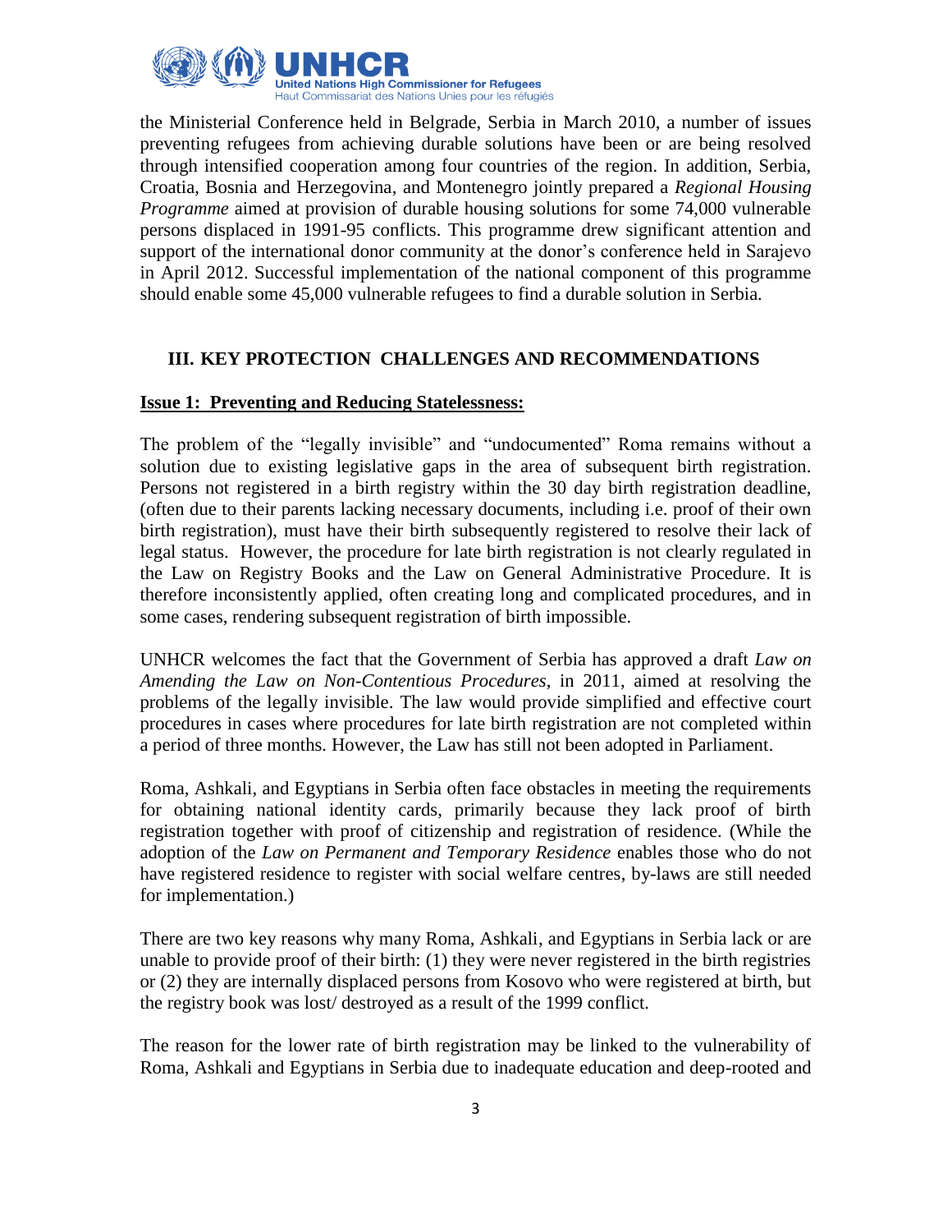the Ministerial Conference held in Belgrade, Serbia in March 2010, a number of issues preventing refugees from achieving durable solutions have been or are being resolved through intensified cooperation among four countries of the region. In addition, Serbia, Croatia, Bosnia and Herzegovina, and Montenegro jointly prepared a *Regional Housing Programme* aimed at provision of durable housing solutions for some 74,000 vulnerable persons displaced in 1991-95 conflicts. This programme drew significant attention and support of the international donor community at the donor's conference held in Sarajevo in April 2012. Successful implementation of the national component of this programme should enable some 45,000 vulnerable refugees to find a durable solution in Serbia.

## III. KEY PROTECTION CHALLENGES AND RECOMMENDATIONS

**Issue 1: Preventing and Reducing Statelessness:**

The problem of the "legally invisible" and "undocumented" Roma remains without a solution due to existing legislative gaps in the area of subsequent birth registration. Persons not registered in a birth registry within the 30 day birth registration deadline, (often due to their parents lacking necessary documents, including i.e. proof of their own birth registration), must have their birth subsequently registered to resolve their lack of legal status. However, the procedure for late birth registration is not clearly regulated in the Law on Registry Books and the Law on General Administrative Procedure. It is therefore inconsistently applied, often creating long and complicated procedures, and in some cases, rendering subsequent registration of birth impossible.

UNHCR welcomes the fact that the Government of Serbia has approved a draft *Law on Amending the Law on Non-Contentious Procedures*, in 2011, aimed at resolving the problems of the legally invisible. The law would provide simplified and effective court procedures in cases where procedures for late birth registration are not completed within a period of three months. However, the Law has still not been adopted in Parliament.

Roma, Ashkali, and Egyptians in Serbia often face obstacles in meeting the requirements for obtaining national identity cards, primarily because they lack proof of birth registration together with proof of citizenship and registration of residence. (While the adoption of the *Law on Permanent and Temporary Residence* enables those who do not have registered residence to register with social welfare centres, by-laws are still needed for implementation.)

There are two key reasons why many Roma, Ashkali, and Egyptians in Serbia lack or are unable to provide proof of their birth: (1) they were never registered in the birth registries or (2) they are internally displaced persons from Kosovo who were registered at birth, but the registry book was lost/ destroyed as a result of the 1999 conflict.

The reason for the lower rate of birth registration may be linked to the vulnerability of Roma, Ashkali and Egyptians in Serbia due to inadequate education and deep-rooted and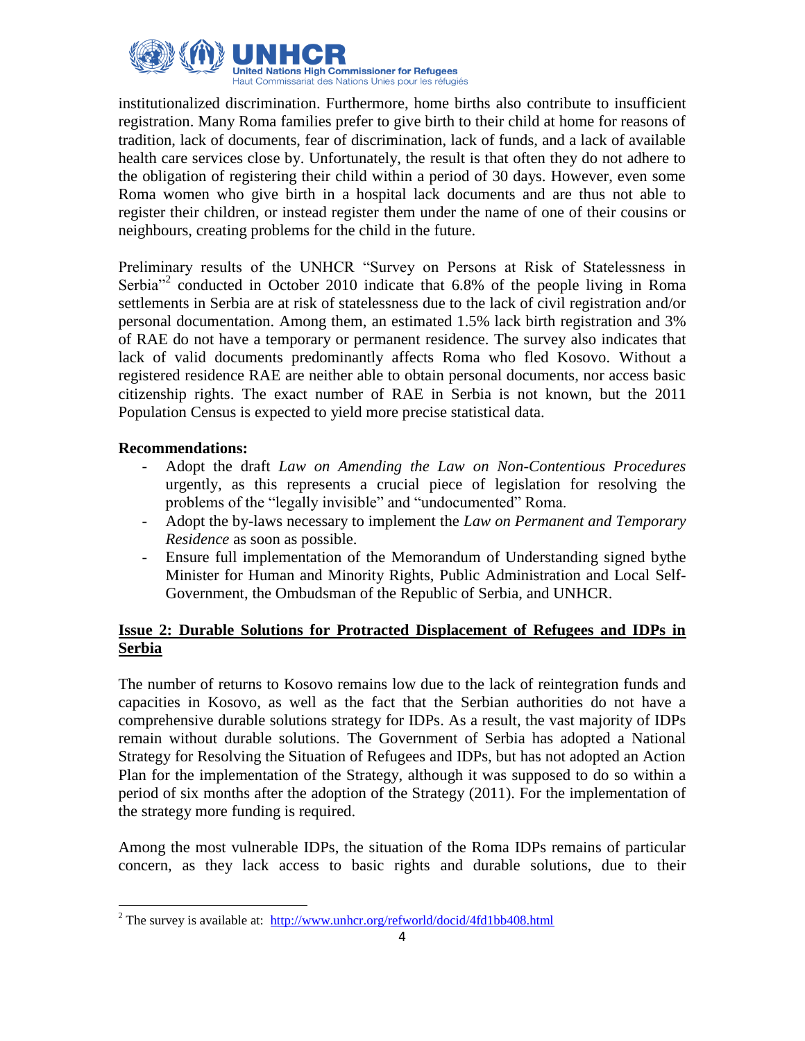institutionalized discrimination. Furthermore, home births also contribute to insufficient registration. Many Roma families prefer to give birth to their child at home for reasons of tradition, lack of documents, fear of discrimination, lack of funds, and a lack of available health care services close by. Unfortunately, the result is that often they do not adhere to the obligation of registering their child within a period of 30 days. However, even some Roma women who give birth in a hospital lack documents and are thus not able to register their children, or instead register them under the name of one of their cousins or neighbours, creating problems for the child in the future.

Preliminary results of the UNHCR "Survey on Persons at Risk of Statelessness in Serbia"[2] conducted in October 2010 indicate that 6.8% of the people living in Roma settlements in Serbia are at risk of statelessness due to the lack of civil registration and/or personal documentation. Among them, an estimated 1.5% lack birth registration and 3% of RAE do not have a temporary or permanent residence. The survey also indicates that lack of valid documents predominantly affects Roma who fled Kosovo. Without a registered residence RAE are neither able to obtain personal documents, nor access basic citizenship rights. The exact number of RAE in Serbia is not known, but the 2011 Population Census is expected to yield more precise statistical data.

**Recommendations:**

- Adopt the draft *Law on Amending the Law on Non-Contentious Procedures* urgently, as this represents a crucial piece of legislation for resolving the problems of the "legally invisible" and "undocumented" Roma.
- Adopt the by-laws necessary to implement the *Law on Permanent and Temporary Residence* as soon as possible.
- Ensure full implementation of the Memorandum of Understanding signed bythe Minister for Human and Minority Rights, Public Administration and Local Self-Government, the Ombudsman of the Republic of Serbia, and UNHCR.

## Issue 2: Durable Solutions for Protracted Displacement of Refugees and IDPs in Serbia

The number of returns to Kosovo remains low due to the lack of reintegration funds and capacities in Kosovo, as well as the fact that the Serbian authorities do not have a comprehensive durable solutions strategy for IDPs. As a result, the vast majority of IDPs remain without durable solutions. The Government of Serbia has adopted a National Strategy for Resolving the Situation of Refugees and IDPs, but has not adopted an Action Plan for the implementation of the Strategy, although it was supposed to do so within a period of six months after the adoption of the Strategy (2011). For the implementation of the strategy more funding is required.

Among the most vulnerable IDPs, the situation of the Roma IDPs remains of particular concern, as they lack access to basic rights and durable solutions, due to their

---

[2] The survey is available at: http://www.unhcr.org/refworld/docid/4fd1bb408.html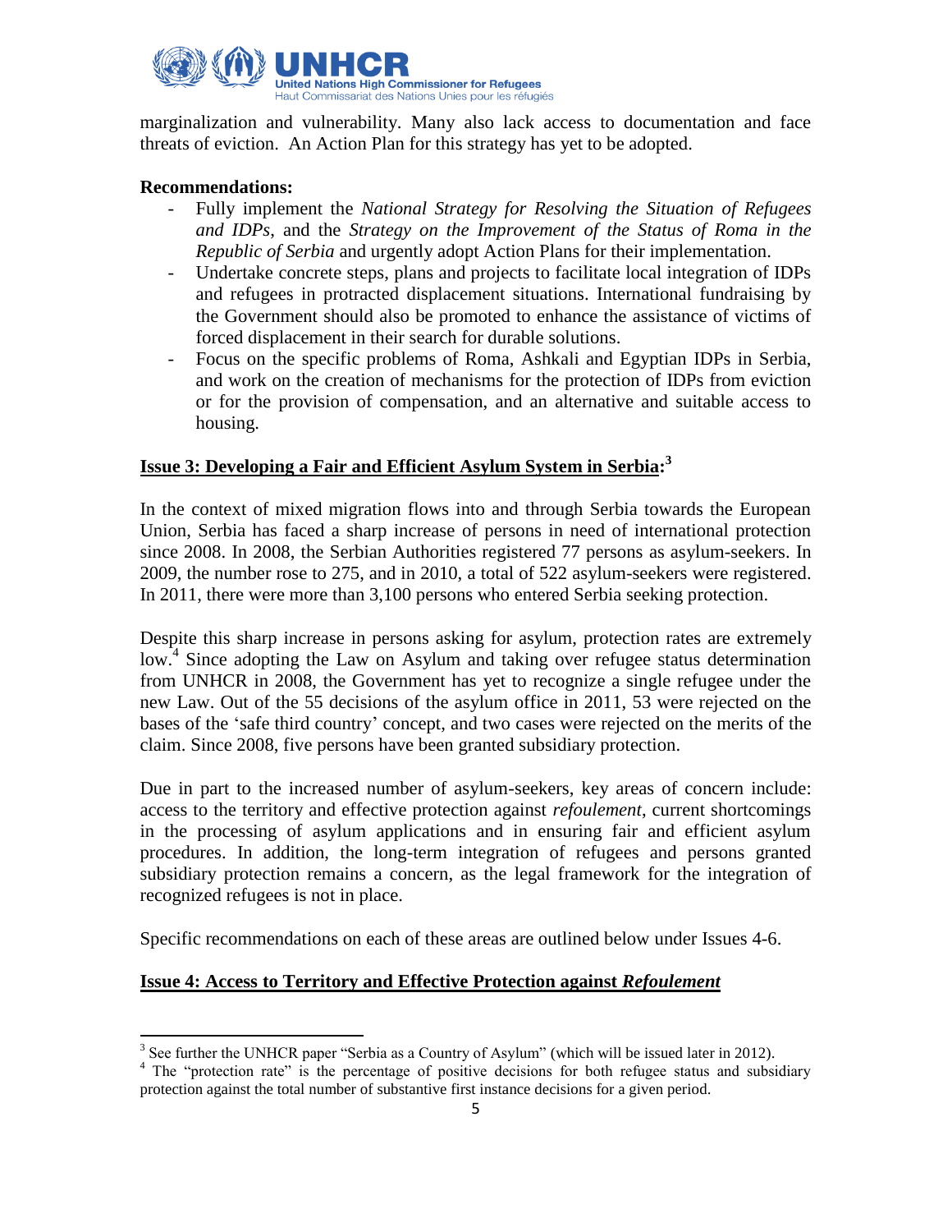marginalization and vulnerability. Many also lack access to documentation and face threats of eviction. An Action Plan for this strategy has yet to be adopted.

**Recommendations:**

- Fully implement the *National Strategy for Resolving the Situation of Refugees and IDPs*, and the *Strategy on the Improvement of the Status of Roma in the Republic of Serbia* and urgently adopt Action Plans for their implementation.
- Undertake concrete steps, plans and projects to facilitate local integration of IDPs and refugees in protracted displacement situations. International fundraising by the Government should also be promoted to enhance the assistance of victims of forced displacement in their search for durable solutions.
- Focus on the specific problems of Roma, Ashkali and Egyptian IDPs in Serbia, and work on the creation of mechanisms for the protection of IDPs from eviction or for the provision of compensation, and an alternative and suitable access to housing.

## Issue 3: Developing a Fair and Efficient Asylum System in Serbia:[3]

In the context of mixed migration flows into and through Serbia towards the European Union, Serbia has faced a sharp increase of persons in need of international protection since 2008. In 2008, the Serbian Authorities registered 77 persons as asylum-seekers. In 2009, the number rose to 275, and in 2010, a total of 522 asylum-seekers were registered. In 2011, there were more than 3,100 persons who entered Serbia seeking protection.

Despite this sharp increase in persons asking for asylum, protection rates are extremely low.[4] Since adopting the Law on Asylum and taking over refugee status determination from UNHCR in 2008, the Government has yet to recognize a single refugee under the new Law. Out of the 55 decisions of the asylum office in 2011, 53 were rejected on the bases of the 'safe third country' concept, and two cases were rejected on the merits of the claim. Since 2008, five persons have been granted subsidiary protection.

Due in part to the increased number of asylum-seekers, key areas of concern include: access to the territory and effective protection against *refoulement*, current shortcomings in the processing of asylum applications and in ensuring fair and efficient asylum procedures. In addition, the long-term integration of refugees and persons granted subsidiary protection remains a concern, as the legal framework for the integration of recognized refugees is not in place.

Specific recommendations on each of these areas are outlined below under Issues 4-6.

## Issue 4: Access to Territory and Effective Protection against *Refoulement*

---

[3] See further the UNHCR paper "Serbia as a Country of Asylum" (which will be issued later in 2012).

[4] The "protection rate" is the percentage of positive decisions for both refugee status and subsidiary protection against the total number of substantive first instance decisions for a given period.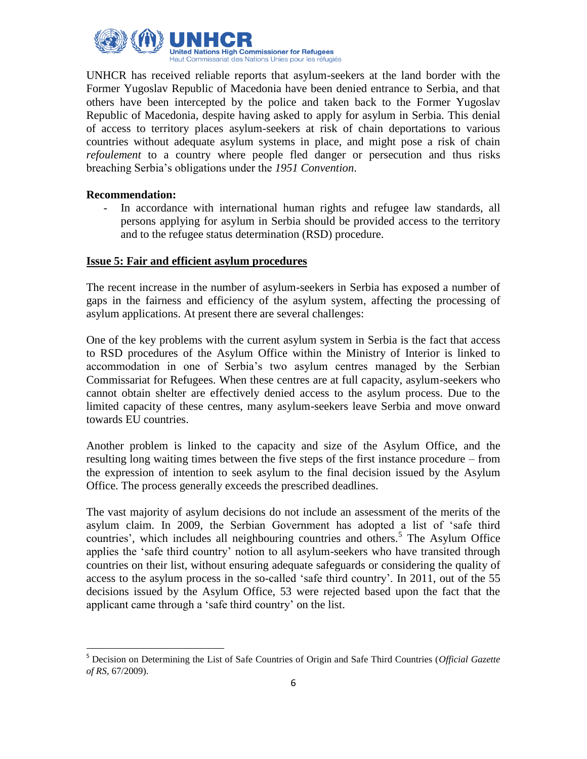UNHCR has received reliable reports that asylum-seekers at the land border with the Former Yugoslav Republic of Macedonia have been denied entrance to Serbia, and that others have been intercepted by the police and taken back to the Former Yugoslav Republic of Macedonia, despite having asked to apply for asylum in Serbia. This denial of access to territory places asylum-seekers at risk of chain deportations to various countries without adequate asylum systems in place, and might pose a risk of chain *refoulement* to a country where people fled danger or persecution and thus risks breaching Serbia's obligations under the *1951 Convention*.

**Recommendation:**

- In accordance with international human rights and refugee law standards, all persons applying for asylum in Serbia should be provided access to the territory and to the refugee status determination (RSD) procedure.

**Issue 5: Fair and efficient asylum procedures**

The recent increase in the number of asylum-seekers in Serbia has exposed a number of gaps in the fairness and efficiency of the asylum system, affecting the processing of asylum applications. At present there are several challenges:

One of the key problems with the current asylum system in Serbia is the fact that access to RSD procedures of the Asylum Office within the Ministry of Interior is linked to accommodation in one of Serbia's two asylum centres managed by the Serbian Commissariat for Refugees. When these centres are at full capacity, asylum-seekers who cannot obtain shelter are effectively denied access to the asylum process. Due to the limited capacity of these centres, many asylum-seekers leave Serbia and move onward towards EU countries.

Another problem is linked to the capacity and size of the Asylum Office, and the resulting long waiting times between the five steps of the first instance procedure – from the expression of intention to seek asylum to the final decision issued by the Asylum Office. The process generally exceeds the prescribed deadlines.

The vast majority of asylum decisions do not include an assessment of the merits of the asylum claim. In 2009, the Serbian Government has adopted a list of 'safe third countries', which includes all neighbouring countries and others.[5] The Asylum Office applies the 'safe third country' notion to all asylum-seekers who have transited through countries on their list, without ensuring adequate safeguards or considering the quality of access to the asylum process in the so-called 'safe third country'. In 2011, out of the 55 decisions issued by the Asylum Office, 53 were rejected based upon the fact that the applicant came through a 'safe third country' on the list.

[5] Decision on Determining the List of Safe Countries of Origin and Safe Third Countries (*Official Gazette of RS*, 67/2009).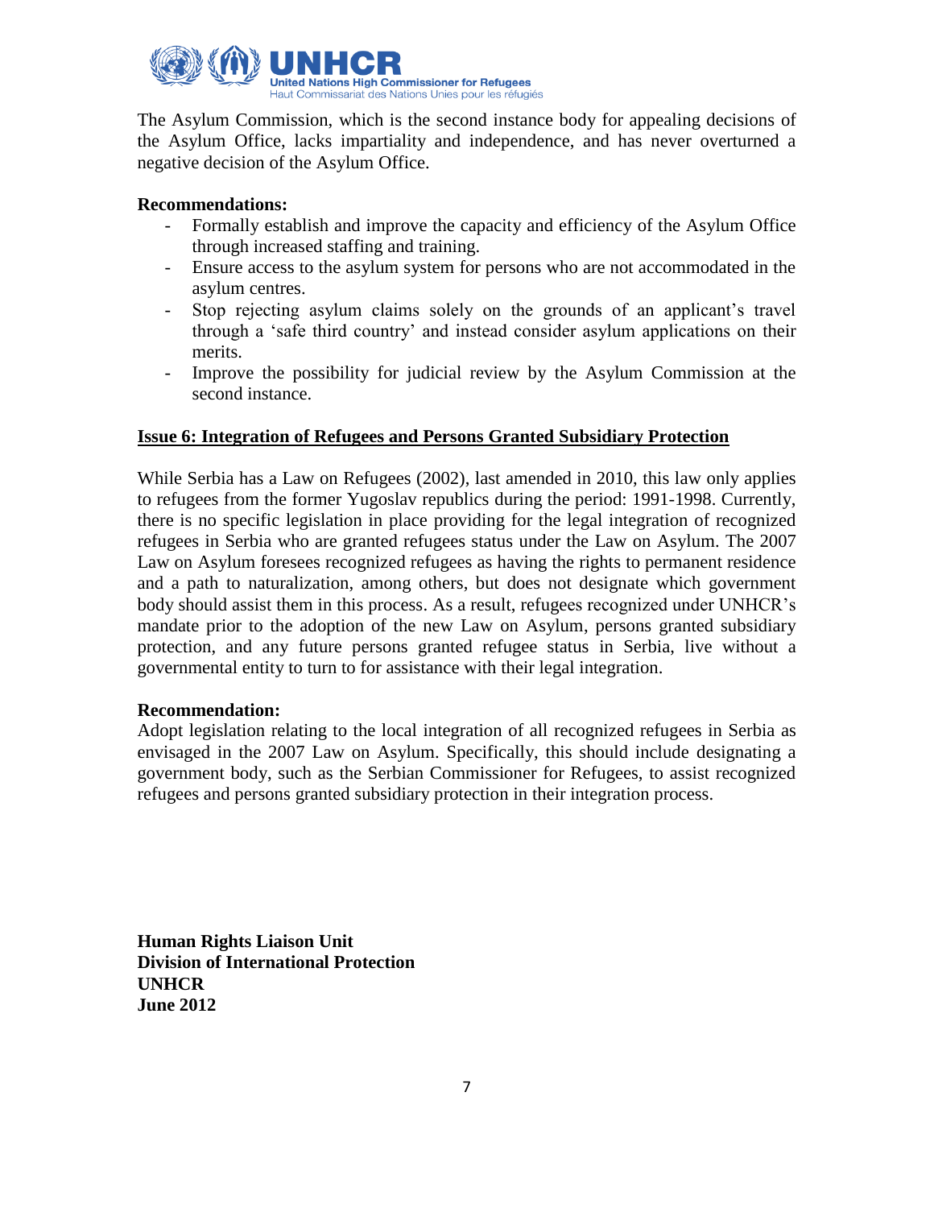The Asylum Commission, which is the second instance body for appealing decisions of the Asylum Office, lacks impartiality and independence, and has never overturned a negative decision of the Asylum Office.

**Recommendations:**

- Formally establish and improve the capacity and efficiency of the Asylum Office through increased staffing and training.
- Ensure access to the asylum system for persons who are not accommodated in the asylum centres.
- Stop rejecting asylum claims solely on the grounds of an applicant's travel through a 'safe third country' and instead consider asylum applications on their merits.
- Improve the possibility for judicial review by the Asylum Commission at the second instance.

**<u>Issue 6: Integration of Refugees and Persons Granted Subsidiary Protection</u>**

While Serbia has a Law on Refugees (2002), last amended in 2010, this law only applies to refugees from the former Yugoslav republics during the period: 1991-1998. Currently, there is no specific legislation in place providing for the legal integration of recognized refugees in Serbia who are granted refugees status under the Law on Asylum. The 2007 Law on Asylum foresees recognized refugees as having the rights to permanent residence and a path to naturalization, among others, but does not designate which government body should assist them in this process. As a result, refugees recognized under UNHCR's mandate prior to the adoption of the new Law on Asylum, persons granted subsidiary protection, and any future persons granted refugee status in Serbia, live without a governmental entity to turn to for assistance with their legal integration.

**Recommendation:**

Adopt legislation relating to the local integration of all recognized refugees in Serbia as envisaged in the 2007 Law on Asylum. Specifically, this should include designating a government body, such as the Serbian Commissioner for Refugees, to assist recognized refugees and persons granted subsidiary protection in their integration process.

**Human Rights Liaison Unit**
**Division of International Protection**
**UNHCR**
**June 2012**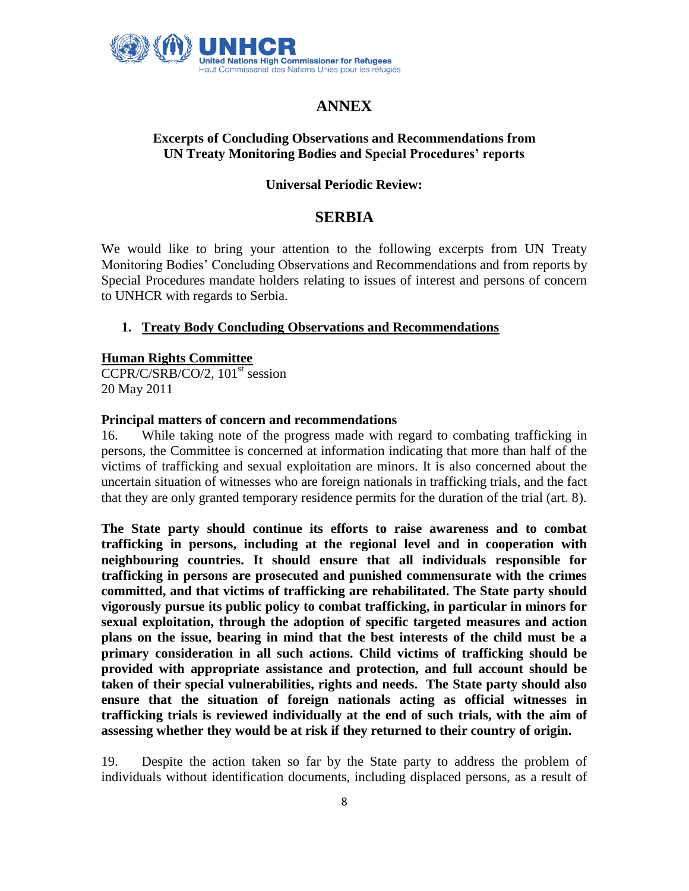# ANNEX

## Excerpts of Concluding Observations and Recommendations from UN Treaty Monitoring Bodies and Special Procedures' reports

### Universal Periodic Review:

# SERBIA

We would like to bring your attention to the following excerpts from UN Treaty Monitoring Bodies' Concluding Observations and Recommendations and from reports by Special Procedures mandate holders relating to issues of interest and persons of concern to UNHCR with regards to Serbia.

1. **Treaty Body Concluding Observations and Recommendations**

**Human Rights Committee**
CCPR/C/SRB/CO/2, 101st session
20 May 2011

**Principal matters of concern and recommendations**

16. While taking note of the progress made with regard to combating trafficking in persons, the Committee is concerned at information indicating that more than half of the victims of trafficking and sexual exploitation are minors. It is also concerned about the uncertain situation of witnesses who are foreign nationals in trafficking trials, and the fact that they are only granted temporary residence permits for the duration of the trial (art. 8).

**The State party should continue its efforts to raise awareness and to combat trafficking in persons, including at the regional level and in cooperation with neighbouring countries. It should ensure that all individuals responsible for trafficking in persons are prosecuted and punished commensurate with the crimes committed, and that victims of trafficking are rehabilitated. The State party should vigorously pursue its public policy to combat trafficking, in particular in minors for sexual exploitation, through the adoption of specific targeted measures and action plans on the issue, bearing in mind that the best interests of the child must be a primary consideration in all such actions. Child victims of trafficking should be provided with appropriate assistance and protection, and full account should be taken of their special vulnerabilities, rights and needs. The State party should also ensure that the situation of foreign nationals acting as official witnesses in trafficking trials is reviewed individually at the end of such trials, with the aim of assessing whether they would be at risk if they returned to their country of origin.**

19. Despite the action taken so far by the State party to address the problem of individuals without identification documents, including displaced persons, as a result of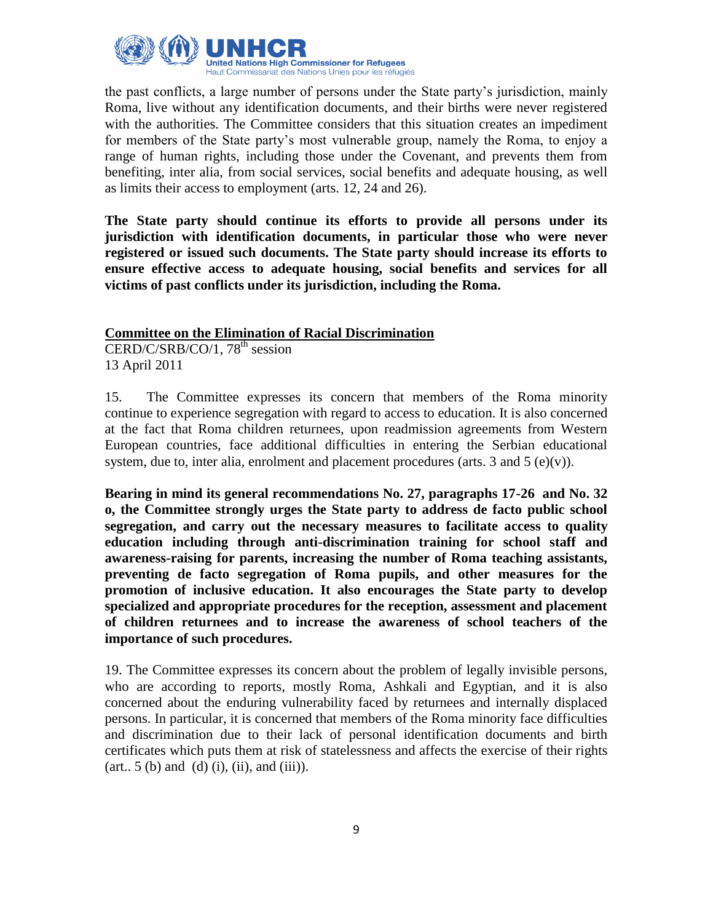the past conflicts, a large number of persons under the State party's jurisdiction, mainly Roma, live without any identification documents, and their births were never registered with the authorities. The Committee considers that this situation creates an impediment for members of the State party's most vulnerable group, namely the Roma, to enjoy a range of human rights, including those under the Covenant, and prevents them from benefiting, inter alia, from social services, social benefits and adequate housing, as well as limits their access to employment (arts. 12, 24 and 26).

**The State party should continue its efforts to provide all persons under its jurisdiction with identification documents, in particular those who were never registered or issued such documents. The State party should increase its efforts to ensure effective access to adequate housing, social benefits and services for all victims of past conflicts under its jurisdiction, including the Roma.**

**Committee on the Elimination of Racial Discrimination**

CERD/C/SRB/CO/1, 78th session
13 April 2011

15. The Committee expresses its concern that members of the Roma minority continue to experience segregation with regard to access to education. It is also concerned at the fact that Roma children returnees, upon readmission agreements from Western European countries, face additional difficulties in entering the Serbian educational system, due to, inter alia, enrolment and placement procedures (arts. 3 and 5 (e)(v)).

**Bearing in mind its general recommendations No. 27, paragraphs 17-26 and No. 32 o, the Committee strongly urges the State party to address de facto public school segregation, and carry out the necessary measures to facilitate access to quality education including through anti-discrimination training for school staff and awareness-raising for parents, increasing the number of Roma teaching assistants, preventing de facto segregation of Roma pupils, and other measures for the promotion of inclusive education. It also encourages the State party to develop specialized and appropriate procedures for the reception, assessment and placement of children returnees and to increase the awareness of school teachers of the importance of such procedures.**

19. The Committee expresses its concern about the problem of legally invisible persons, who are according to reports, mostly Roma, Ashkali and Egyptian, and it is also concerned about the enduring vulnerability faced by returnees and internally displaced persons. In particular, it is concerned that members of the Roma minority face difficulties and discrimination due to their lack of personal identification documents and birth certificates which puts them at risk of statelessness and affects the exercise of their rights (art.. 5 (b) and (d) (i), (ii), and (iii)).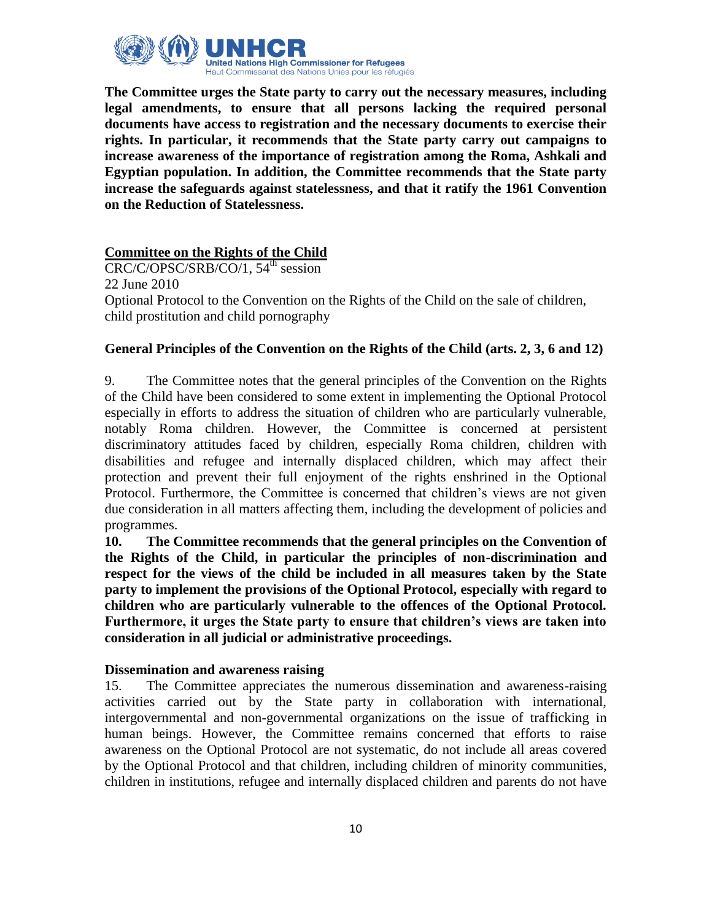**The Committee urges the State party to carry out the necessary measures, including legal amendments, to ensure that all persons lacking the required personal documents have access to registration and the necessary documents to exercise their rights. In particular, it recommends that the State party carry out campaigns to increase awareness of the importance of registration among the Roma, Ashkali and Egyptian population. In addition, the Committee recommends that the State party increase the safeguards against statelessness, and that it ratify the 1961 Convention on the Reduction of Statelessness.**

## Committee on the Rights of the Child

CRC/C/OPSC/SRB/CO/1, 54th session
22 June 2010
Optional Protocol to the Convention on the Rights of the Child on the sale of children, child prostitution and child pornography

### General Principles of the Convention on the Rights of the Child (arts. 2, 3, 6 and 12)

9. The Committee notes that the general principles of the Convention on the Rights of the Child have been considered to some extent in implementing the Optional Protocol especially in efforts to address the situation of children who are particularly vulnerable, notably Roma children. However, the Committee is concerned at persistent discriminatory attitudes faced by children, especially Roma children, children with disabilities and refugee and internally displaced children, which may affect their protection and prevent their full enjoyment of the rights enshrined in the Optional Protocol. Furthermore, the Committee is concerned that children's views are not given due consideration in all matters affecting them, including the development of policies and programmes.

**10. The Committee recommends that the general principles on the Convention of the Rights of the Child, in particular the principles of non-discrimination and respect for the views of the child be included in all measures taken by the State party to implement the provisions of the Optional Protocol, especially with regard to children who are particularly vulnerable to the offences of the Optional Protocol. Furthermore, it urges the State party to ensure that children's views are taken into consideration in all judicial or administrative proceedings.**

### Dissemination and awareness raising

15. The Committee appreciates the numerous dissemination and awareness-raising activities carried out by the State party in collaboration with international, intergovernmental and non-governmental organizations on the issue of trafficking in human beings. However, the Committee remains concerned that efforts to raise awareness on the Optional Protocol are not systematic, do not include all areas covered by the Optional Protocol and that children, including children of minority communities, children in institutions, refugee and internally displaced children and parents do not have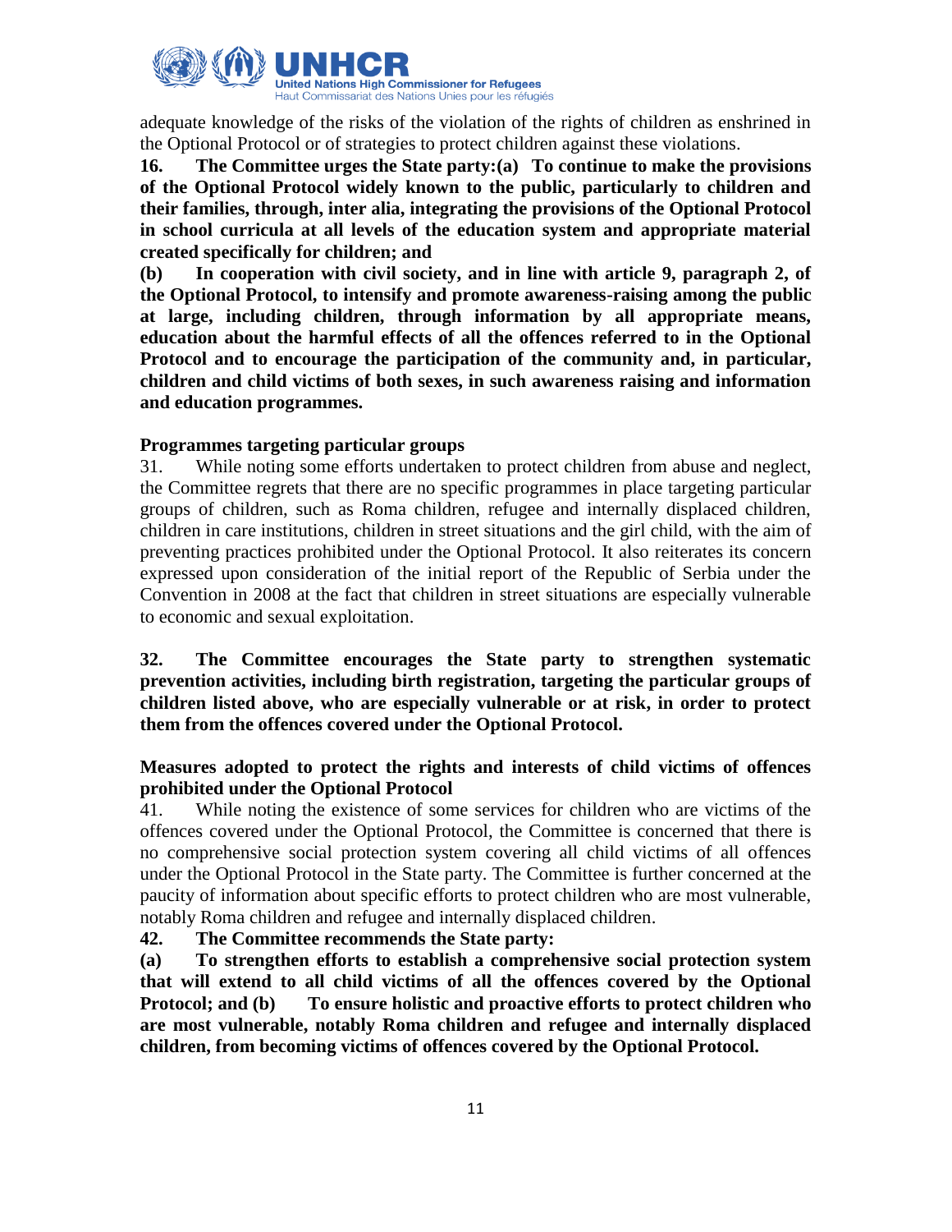adequate knowledge of the risks of the violation of the rights of children as enshrined in the Optional Protocol or of strategies to protect children against these violations.

**16. The Committee urges the State party:(a) To continue to make the provisions of the Optional Protocol widely known to the public, particularly to children and their families, through, inter alia, integrating the provisions of the Optional Protocol in school curricula at all levels of the education system and appropriate material created specifically for children; and**

**(b) In cooperation with civil society, and in line with article 9, paragraph 2, of the Optional Protocol, to intensify and promote awareness-raising among the public at large, including children, through information by all appropriate means, education about the harmful effects of all the offences referred to in the Optional Protocol and to encourage the participation of the community and, in particular, children and child victims of both sexes, in such awareness raising and information and education programmes.**

**Programmes targeting particular groups**

31. While noting some efforts undertaken to protect children from abuse and neglect, the Committee regrets that there are no specific programmes in place targeting particular groups of children, such as Roma children, refugee and internally displaced children, children in care institutions, children in street situations and the girl child, with the aim of preventing practices prohibited under the Optional Protocol. It also reiterates its concern expressed upon consideration of the initial report of the Republic of Serbia under the Convention in 2008 at the fact that children in street situations are especially vulnerable to economic and sexual exploitation.

**32. The Committee encourages the State party to strengthen systematic prevention activities, including birth registration, targeting the particular groups of children listed above, who are especially vulnerable or at risk, in order to protect them from the offences covered under the Optional Protocol.**

**Measures adopted to protect the rights and interests of child victims of offences prohibited under the Optional Protocol**

41. While noting the existence of some services for children who are victims of the offences covered under the Optional Protocol, the Committee is concerned that there is no comprehensive social protection system covering all child victims of all offences under the Optional Protocol in the State party. The Committee is further concerned at the paucity of information about specific efforts to protect children who are most vulnerable, notably Roma children and refugee and internally displaced children.

**42. The Committee recommends the State party:**

**(a) To strengthen efforts to establish a comprehensive social protection system that will extend to all child victims of all the offences covered by the Optional Protocol; and (b) To ensure holistic and proactive efforts to protect children who are most vulnerable, notably Roma children and refugee and internally displaced children, from becoming victims of offences covered by the Optional Protocol.**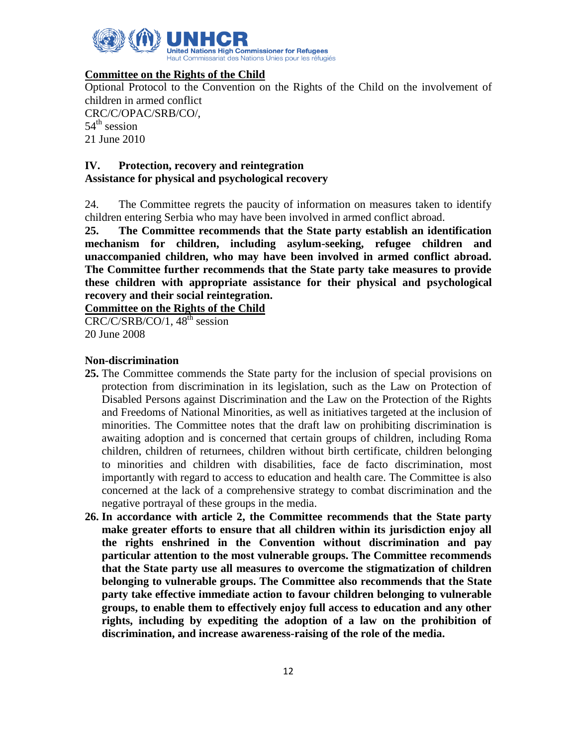**Committee on the Rights of the Child**

Optional Protocol to the Convention on the Rights of the Child on the involvement of children in armed conflict
CRC/C/OPAC/SRB/CO/,
54th session
21 June 2010

**IV. Protection, recovery and reintegration**
**Assistance for physical and psychological recovery**

24. The Committee regrets the paucity of information on measures taken to identify children entering Serbia who may have been involved in armed conflict abroad.

**25. The Committee recommends that the State party establish an identification mechanism for children, including asylum-seeking, refugee children and unaccompanied children, who may have been involved in armed conflict abroad. The Committee further recommends that the State party take measures to provide these children with appropriate assistance for their physical and psychological recovery and their social reintegration.**

**Committee on the Rights of the Child**

CRC/C/SRB/CO/1, 48th session
20 June 2008

**Non-discrimination**

**25.** The Committee commends the State party for the inclusion of special provisions on protection from discrimination in its legislation, such as the Law on Protection of Disabled Persons against Discrimination and the Law on the Protection of the Rights and Freedoms of National Minorities, as well as initiatives targeted at the inclusion of minorities. The Committee notes that the draft law on prohibiting discrimination is awaiting adoption and is concerned that certain groups of children, including Roma children, children of returnees, children without birth certificate, children belonging to minorities and children with disabilities, face de facto discrimination, most importantly with regard to access to education and health care. The Committee is also concerned at the lack of a comprehensive strategy to combat discrimination and the negative portrayal of these groups in the media.

**26. In accordance with article 2, the Committee recommends that the State party make greater efforts to ensure that all children within its jurisdiction enjoy all the rights enshrined in the Convention without discrimination and pay particular attention to the most vulnerable groups. The Committee recommends that the State party use all measures to overcome the stigmatization of children belonging to vulnerable groups. The Committee also recommends that the State party take effective immediate action to favour children belonging to vulnerable groups, to enable them to effectively enjoy full access to education and any other rights, including by expediting the adoption of a law on the prohibition of discrimination, and increase awareness-raising of the role of the media.**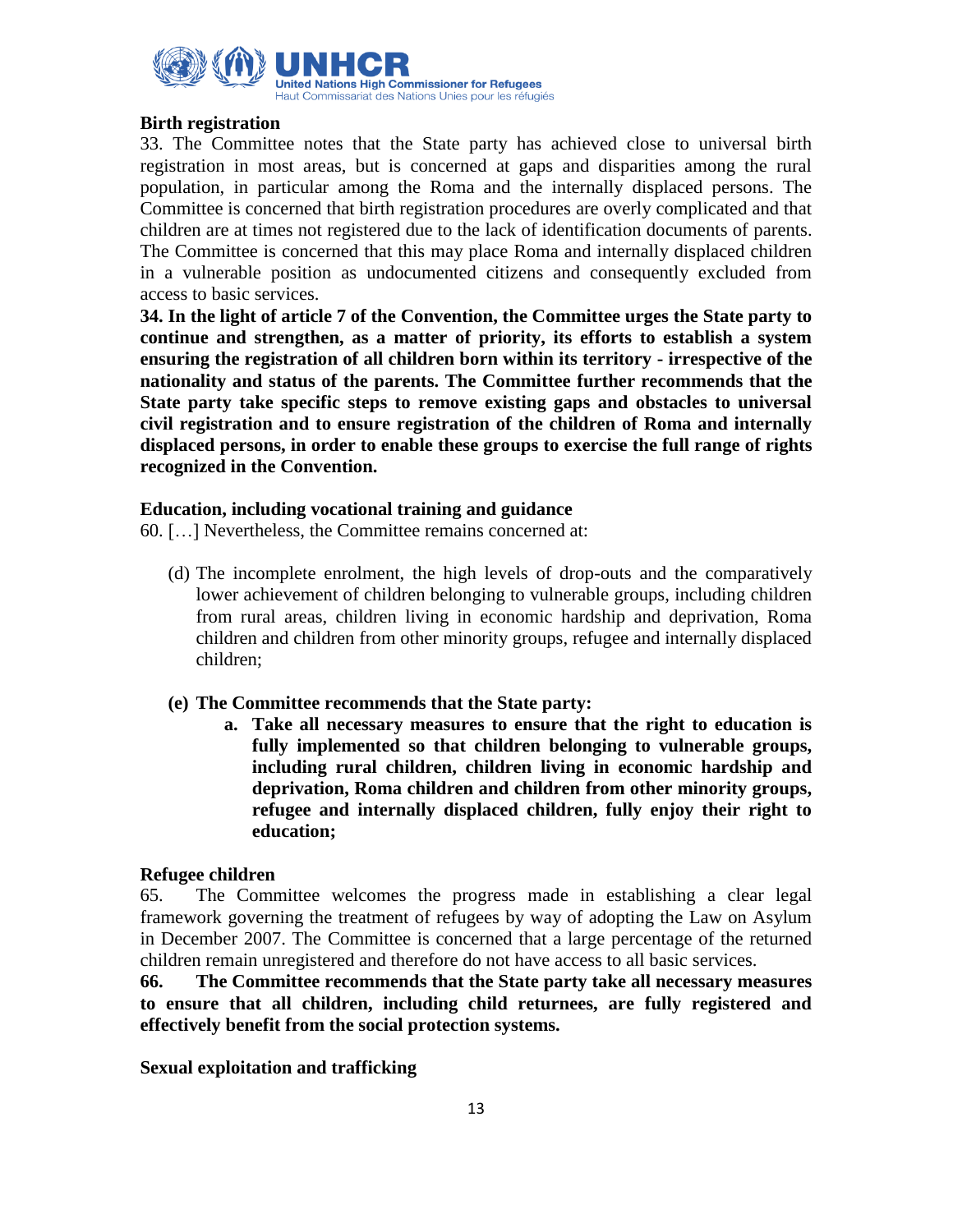**Birth registration**

33. The Committee notes that the State party has achieved close to universal birth registration in most areas, but is concerned at gaps and disparities among the rural population, in particular among the Roma and the internally displaced persons. The Committee is concerned that birth registration procedures are overly complicated and that children are at times not registered due to the lack of identification documents of parents. The Committee is concerned that this may place Roma and internally displaced children in a vulnerable position as undocumented citizens and consequently excluded from access to basic services.

**34. In the light of article 7 of the Convention, the Committee urges the State party to continue and strengthen, as a matter of priority, its efforts to establish a system ensuring the registration of all children born within its territory - irrespective of the nationality and status of the parents. The Committee further recommends that the State party take specific steps to remove existing gaps and obstacles to universal civil registration and to ensure registration of the children of Roma and internally displaced persons, in order to enable these groups to exercise the full range of rights recognized in the Convention.**

**Education, including vocational training and guidance**

60. […] Nevertheless, the Committee remains concerned at:

(d) The incomplete enrolment, the high levels of drop-outs and the comparatively lower achievement of children belonging to vulnerable groups, including children from rural areas, children living in economic hardship and deprivation, Roma children and children from other minority groups, refugee and internally displaced children;

**(e) The Committee recommends that the State party:**

- **a. Take all necessary measures to ensure that the right to education is fully implemented so that children belonging to vulnerable groups, including rural children, children living in economic hardship and deprivation, Roma children and children from other minority groups, refugee and internally displaced children, fully enjoy their right to education;**

**Refugee children**

65. The Committee welcomes the progress made in establishing a clear legal framework governing the treatment of refugees by way of adopting the Law on Asylum in December 2007. The Committee is concerned that a large percentage of the returned children remain unregistered and therefore do not have access to all basic services.

**66. The Committee recommends that the State party take all necessary measures to ensure that all children, including child returnees, are fully registered and effectively benefit from the social protection systems.**

**Sexual exploitation and trafficking**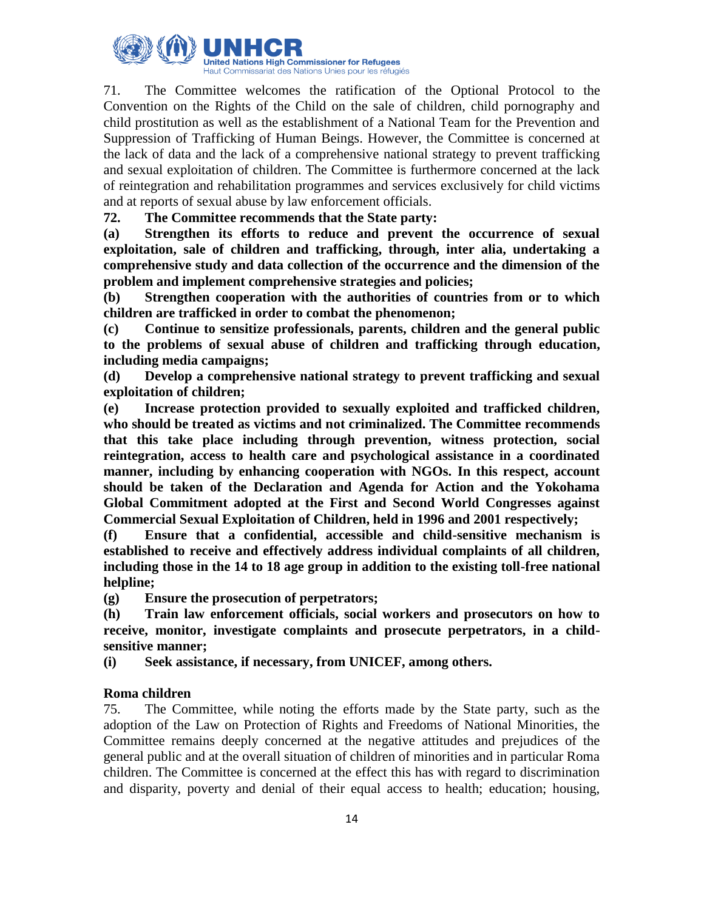71. The Committee welcomes the ratification of the Optional Protocol to the Convention on the Rights of the Child on the sale of children, child pornography and child prostitution as well as the establishment of a National Team for the Prevention and Suppression of Trafficking of Human Beings. However, the Committee is concerned at the lack of data and the lack of a comprehensive national strategy to prevent trafficking and sexual exploitation of children. The Committee is furthermore concerned at the lack of reintegration and rehabilitation programmes and services exclusively for child victims and at reports of sexual abuse by law enforcement officials.

**72. The Committee recommends that the State party:**

**(a) Strengthen its efforts to reduce and prevent the occurrence of sexual exploitation, sale of children and trafficking, through, inter alia, undertaking a comprehensive study and data collection of the occurrence and the dimension of the problem and implement comprehensive strategies and policies;**

**(b) Strengthen cooperation with the authorities of countries from or to which children are trafficked in order to combat the phenomenon;**

**(c) Continue to sensitize professionals, parents, children and the general public to the problems of sexual abuse of children and trafficking through education, including media campaigns;**

**(d) Develop a comprehensive national strategy to prevent trafficking and sexual exploitation of children;**

**(e) Increase protection provided to sexually exploited and trafficked children, who should be treated as victims and not criminalized. The Committee recommends that this take place including through prevention, witness protection, social reintegration, access to health care and psychological assistance in a coordinated manner, including by enhancing cooperation with NGOs. In this respect, account should be taken of the Declaration and Agenda for Action and the Yokohama Global Commitment adopted at the First and Second World Congresses against Commercial Sexual Exploitation of Children, held in 1996 and 2001 respectively;**

**(f) Ensure that a confidential, accessible and child-sensitive mechanism is established to receive and effectively address individual complaints of all children, including those in the 14 to 18 age group in addition to the existing toll-free national helpline;**

**(g) Ensure the prosecution of perpetrators;**

**(h) Train law enforcement officials, social workers and prosecutors on how to receive, monitor, investigate complaints and prosecute perpetrators, in a child-sensitive manner;**

**(i) Seek assistance, if necessary, from UNICEF, among others.**

**Roma children**

75. The Committee, while noting the efforts made by the State party, such as the adoption of the Law on Protection of Rights and Freedoms of National Minorities, the Committee remains deeply concerned at the negative attitudes and prejudices of the general public and at the overall situation of children of minorities and in particular Roma children. The Committee is concerned at the effect this has with regard to discrimination and disparity, poverty and denial of their equal access to health; education; housing,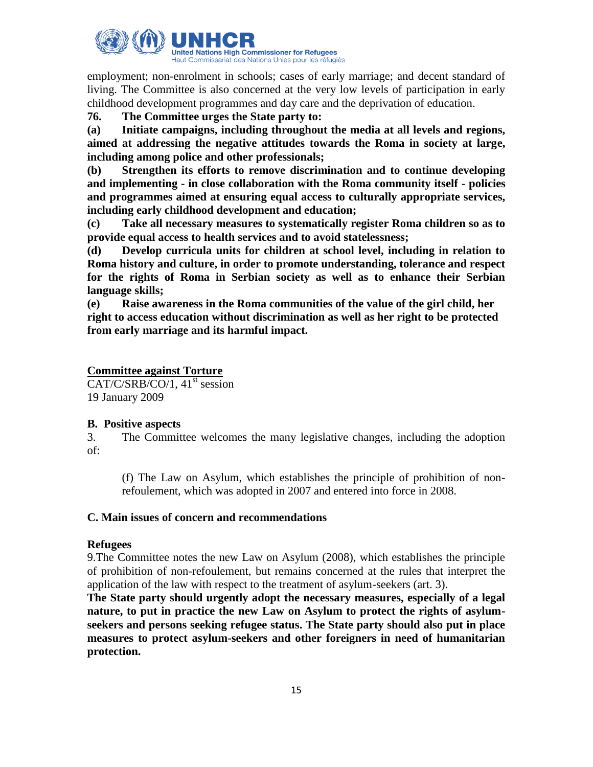employment; non-enrolment in schools; cases of early marriage; and decent standard of living. The Committee is also concerned at the very low levels of participation in early childhood development programmes and day care and the deprivation of education.

**76. The Committee urges the State party to:**

**(a) Initiate campaigns, including throughout the media at all levels and regions, aimed at addressing the negative attitudes towards the Roma in society at large, including among police and other professionals;**

**(b) Strengthen its efforts to remove discrimination and to continue developing and implementing - in close collaboration with the Roma community itself - policies and programmes aimed at ensuring equal access to culturally appropriate services, including early childhood development and education;**

**(c) Take all necessary measures to systematically register Roma children so as to provide equal access to health services and to avoid statelessness;**

**(d) Develop curricula units for children at school level, including in relation to Roma history and culture, in order to promote understanding, tolerance and respect for the rights of Roma in Serbian society as well as to enhance their Serbian language skills;**

**(e) Raise awareness in the Roma communities of the value of the girl child, her right to access education without discrimination as well as her right to be protected from early marriage and its harmful impact.**

## Committee against Torture

CAT/C/SRB/CO/1, 41st session
19 January 2009

### B. Positive aspects

3. The Committee welcomes the many legislative changes, including the adoption of:

> (f) The Law on Asylum, which establishes the principle of prohibition of non-refoulement, which was adopted in 2007 and entered into force in 2008.

### C. Main issues of concern and recommendations

#### Refugees

9. The Committee notes the new Law on Asylum (2008), which establishes the principle of prohibition of non-refoulement, but remains concerned at the rules that interpret the application of the law with respect to the treatment of asylum-seekers (art. 3).

**The State party should urgently adopt the necessary measures, especially of a legal nature, to put in practice the new Law on Asylum to protect the rights of asylum-seekers and persons seeking refugee status. The State party should also put in place measures to protect asylum-seekers and other foreigners in need of humanitarian protection.**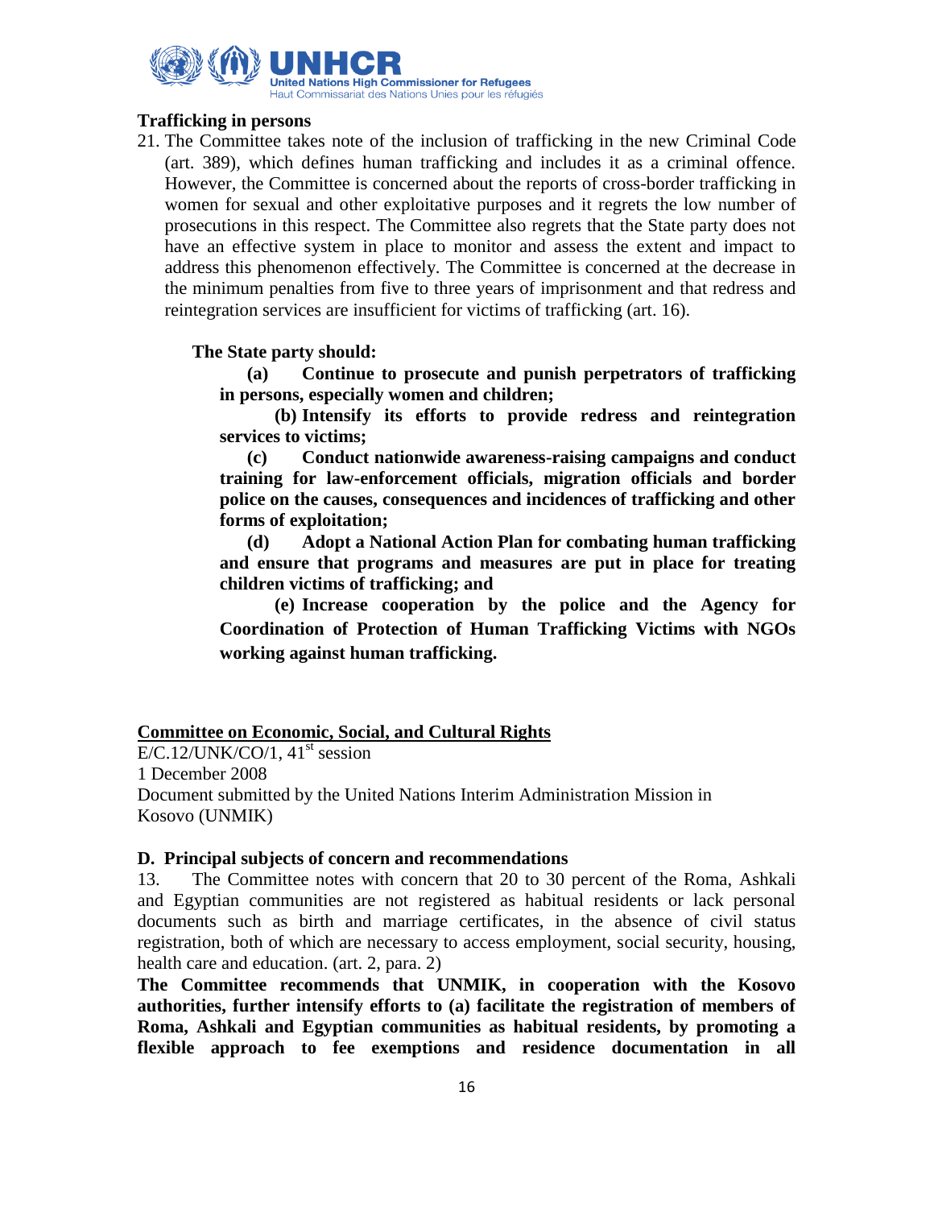**Trafficking in persons**

21. The Committee takes note of the inclusion of trafficking in the new Criminal Code (art. 389), which defines human trafficking and includes it as a criminal offence. However, the Committee is concerned about the reports of cross-border trafficking in women for sexual and other exploitative purposes and it regrets the low number of prosecutions in this respect. The Committee also regrets that the State party does not have an effective system in place to monitor and assess the extent and impact to address this phenomenon effectively. The Committee is concerned at the decrease in the minimum penalties from five to three years of imprisonment and that redress and reintegration services are insufficient for victims of trafficking (art. 16).

**The State party should:**

**(a) Continue to prosecute and punish perpetrators of trafficking in persons, especially women and children;**

**(b) Intensify its efforts to provide redress and reintegration services to victims;**

**(c) Conduct nationwide awareness-raising campaigns and conduct training for law-enforcement officials, migration officials and border police on the causes, consequences and incidences of trafficking and other forms of exploitation;**

**(d) Adopt a National Action Plan for combating human trafficking and ensure that programs and measures are put in place for treating children victims of trafficking; and**

**(e) Increase cooperation by the police and the Agency for Coordination of Protection of Human Trafficking Victims with NGOs working against human trafficking.**

**Committee on Economic, Social, and Cultural Rights**

E/C.12/UNK/CO/1, 41st session
1 December 2008
Document submitted by the United Nations Interim Administration Mission in Kosovo (UNMIK)

**D. Principal subjects of concern and recommendations**

13. The Committee notes with concern that 20 to 30 percent of the Roma, Ashkali and Egyptian communities are not registered as habitual residents or lack personal documents such as birth and marriage certificates, in the absence of civil status registration, both of which are necessary to access employment, social security, housing, health care and education. (art. 2, para. 2)

**The Committee recommends that UNMIK, in cooperation with the Kosovo authorities, further intensify efforts to (a) facilitate the registration of members of Roma, Ashkali and Egyptian communities as habitual residents, by promoting a flexible approach to fee exemptions and residence documentation in all**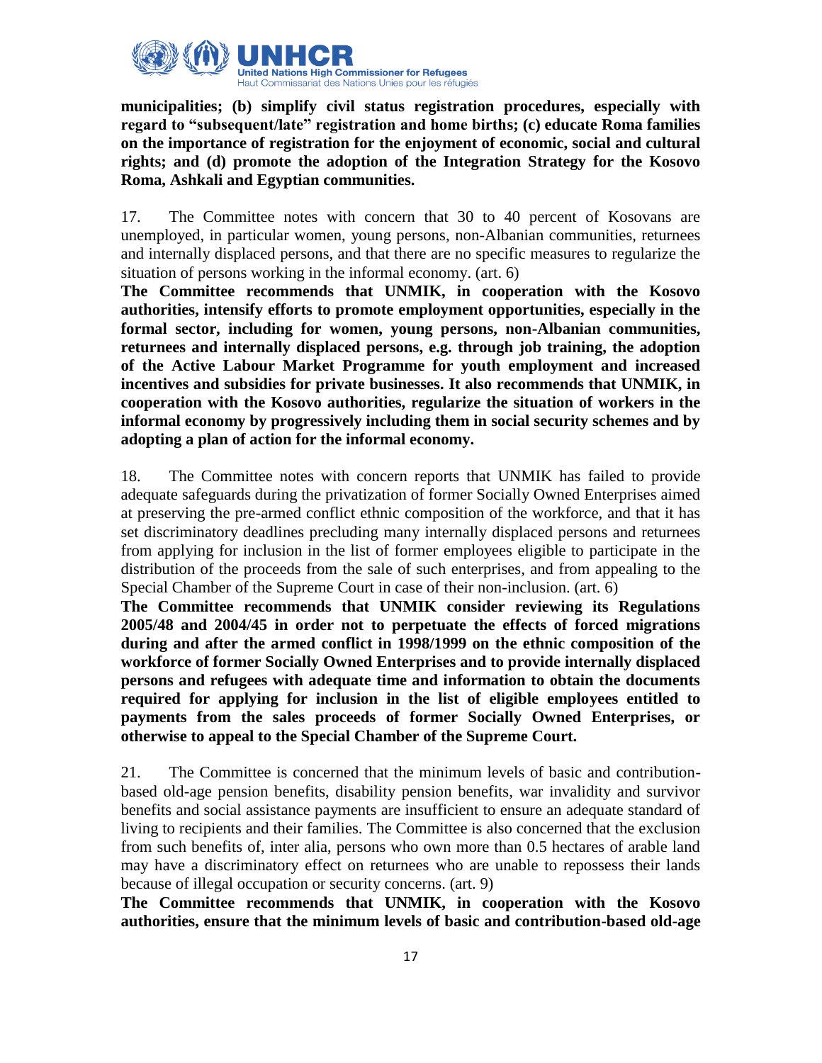**municipalities; (b) simplify civil status registration procedures, especially with regard to "subsequent/late" registration and home births; (c) educate Roma families on the importance of registration for the enjoyment of economic, social and cultural rights; and (d) promote the adoption of the Integration Strategy for the Kosovo Roma, Ashkali and Egyptian communities.**

17. The Committee notes with concern that 30 to 40 percent of Kosovans are unemployed, in particular women, young persons, non-Albanian communities, returnees and internally displaced persons, and that there are no specific measures to regularize the situation of persons working in the informal economy. (art. 6)

**The Committee recommends that UNMIK, in cooperation with the Kosovo authorities, intensify efforts to promote employment opportunities, especially in the formal sector, including for women, young persons, non-Albanian communities, returnees and internally displaced persons, e.g. through job training, the adoption of the Active Labour Market Programme for youth employment and increased incentives and subsidies for private businesses. It also recommends that UNMIK, in cooperation with the Kosovo authorities, regularize the situation of workers in the informal economy by progressively including them in social security schemes and by adopting a plan of action for the informal economy.**

18. The Committee notes with concern reports that UNMIK has failed to provide adequate safeguards during the privatization of former Socially Owned Enterprises aimed at preserving the pre-armed conflict ethnic composition of the workforce, and that it has set discriminatory deadlines precluding many internally displaced persons and returnees from applying for inclusion in the list of former employees eligible to participate in the distribution of the proceeds from the sale of such enterprises, and from appealing to the Special Chamber of the Supreme Court in case of their non-inclusion. (art. 6)

**The Committee recommends that UNMIK consider reviewing its Regulations 2005/48 and 2004/45 in order not to perpetuate the effects of forced migrations during and after the armed conflict in 1998/1999 on the ethnic composition of the workforce of former Socially Owned Enterprises and to provide internally displaced persons and refugees with adequate time and information to obtain the documents required for applying for inclusion in the list of eligible employees entitled to payments from the sales proceeds of former Socially Owned Enterprises, or otherwise to appeal to the Special Chamber of the Supreme Court.**

21. The Committee is concerned that the minimum levels of basic and contribution-based old-age pension benefits, disability pension benefits, war invalidity and survivor benefits and social assistance payments are insufficient to ensure an adequate standard of living to recipients and their families. The Committee is also concerned that the exclusion from such benefits of, inter alia, persons who own more than 0.5 hectares of arable land may have a discriminatory effect on returnees who are unable to repossess their lands because of illegal occupation or security concerns. (art. 9)

**The Committee recommends that UNMIK, in cooperation with the Kosovo authorities, ensure that the minimum levels of basic and contribution-based old-age**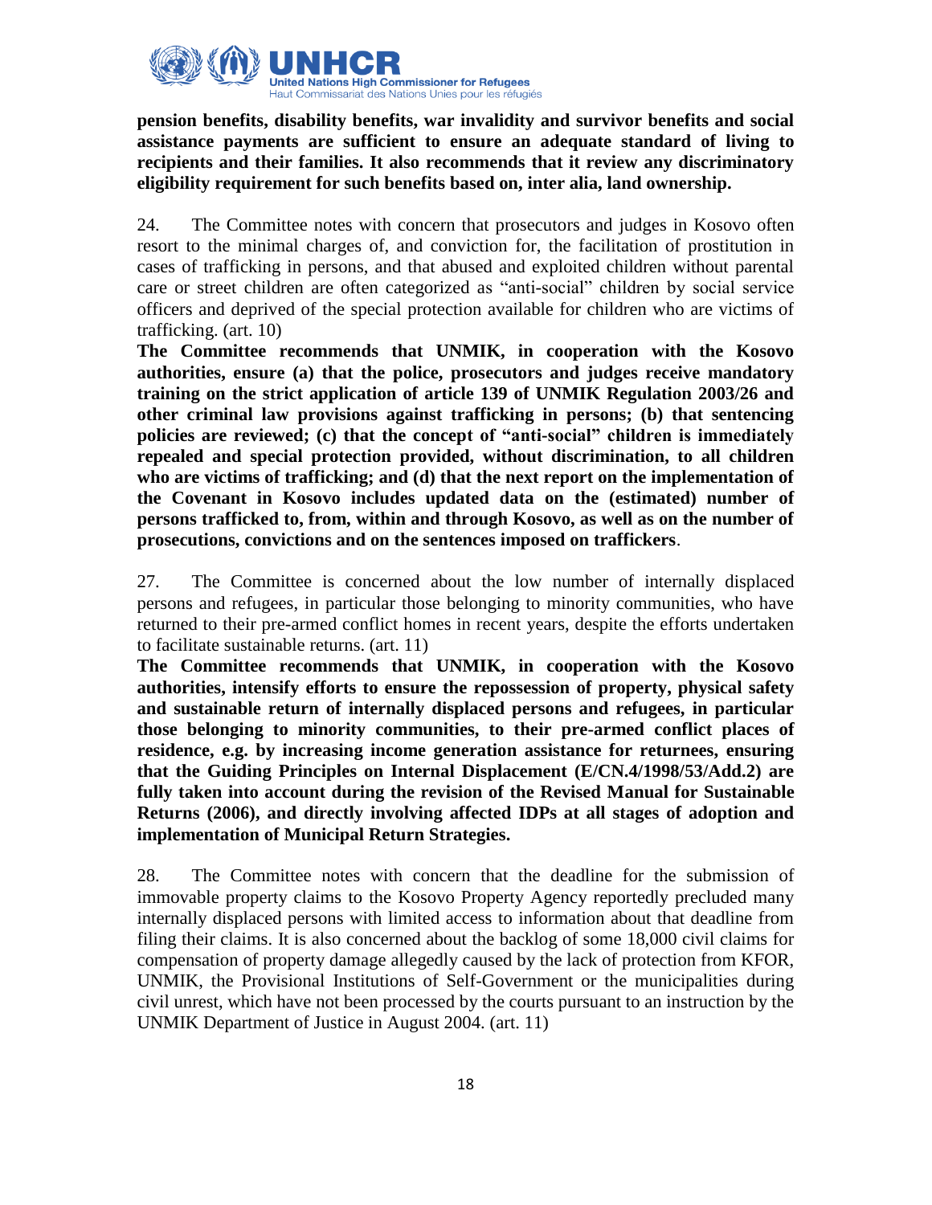**pension benefits, disability benefits, war invalidity and survivor benefits and social assistance payments are sufficient to ensure an adequate standard of living to recipients and their families. It also recommends that it review any discriminatory eligibility requirement for such benefits based on, inter alia, land ownership.**

24. The Committee notes with concern that prosecutors and judges in Kosovo often resort to the minimal charges of, and conviction for, the facilitation of prostitution in cases of trafficking in persons, and that abused and exploited children without parental care or street children are often categorized as "anti-social" children by social service officers and deprived of the special protection available for children who are victims of trafficking. (art. 10)

**The Committee recommends that UNMIK, in cooperation with the Kosovo authorities, ensure (a) that the police, prosecutors and judges receive mandatory training on the strict application of article 139 of UNMIK Regulation 2003/26 and other criminal law provisions against trafficking in persons; (b) that sentencing policies are reviewed; (c) that the concept of "anti-social" children is immediately repealed and special protection provided, without discrimination, to all children who are victims of trafficking; and (d) that the next report on the implementation of the Covenant in Kosovo includes updated data on the (estimated) number of persons trafficked to, from, within and through Kosovo, as well as on the number of prosecutions, convictions and on the sentences imposed on traffickers**.

27. The Committee is concerned about the low number of internally displaced persons and refugees, in particular those belonging to minority communities, who have returned to their pre-armed conflict homes in recent years, despite the efforts undertaken to facilitate sustainable returns. (art. 11)

**The Committee recommends that UNMIK, in cooperation with the Kosovo authorities, intensify efforts to ensure the repossession of property, physical safety and sustainable return of internally displaced persons and refugees, in particular those belonging to minority communities, to their pre-armed conflict places of residence, e.g. by increasing income generation assistance for returnees, ensuring that the Guiding Principles on Internal Displacement (E/CN.4/1998/53/Add.2) are fully taken into account during the revision of the Revised Manual for Sustainable Returns (2006), and directly involving affected IDPs at all stages of adoption and implementation of Municipal Return Strategies.**

28. The Committee notes with concern that the deadline for the submission of immovable property claims to the Kosovo Property Agency reportedly precluded many internally displaced persons with limited access to information about that deadline from filing their claims. It is also concerned about the backlog of some 18,000 civil claims for compensation of property damage allegedly caused by the lack of protection from KFOR, UNMIK, the Provisional Institutions of Self-Government or the municipalities during civil unrest, which have not been processed by the courts pursuant to an instruction by the UNMIK Department of Justice in August 2004. (art. 11)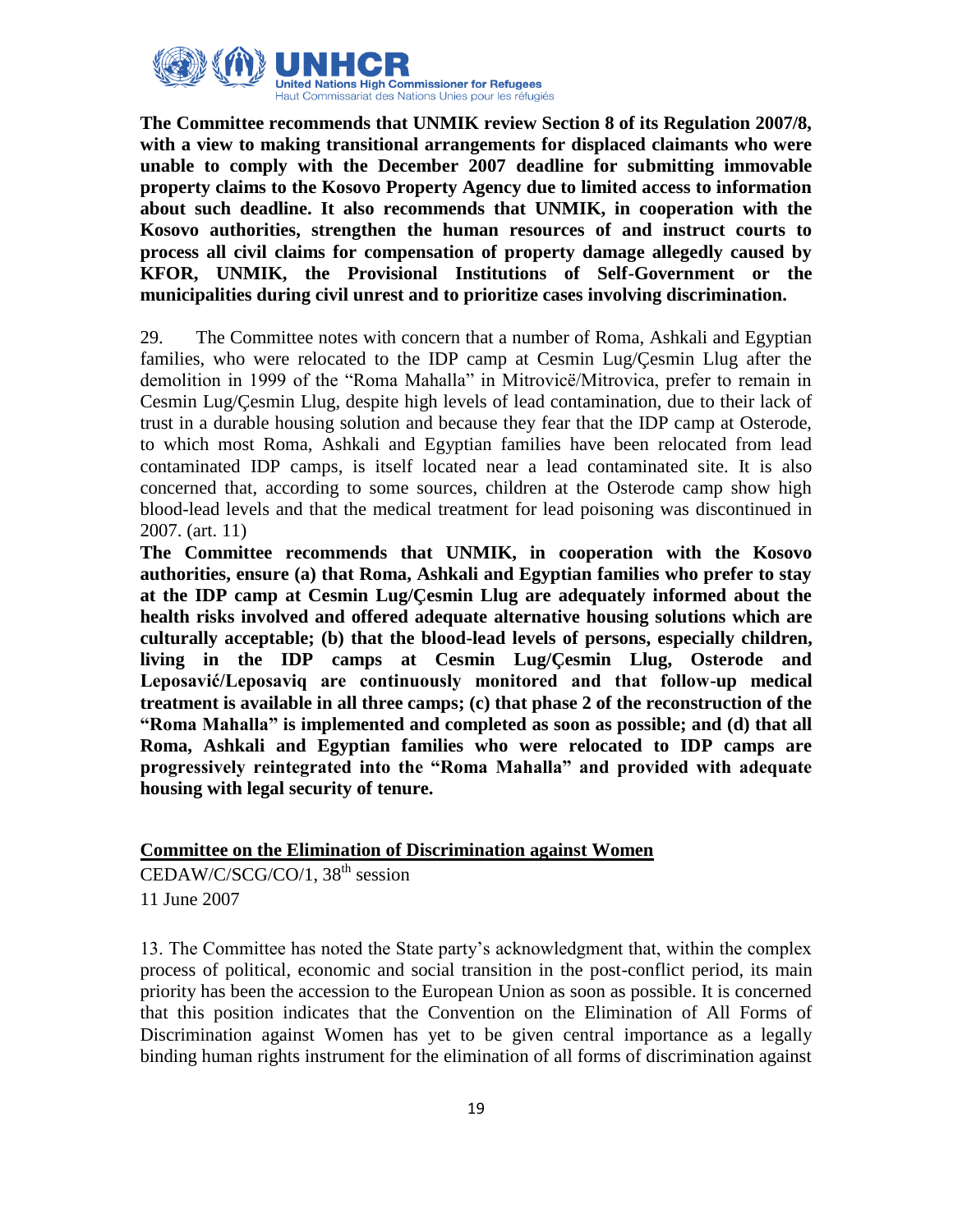**The Committee recommends that UNMIK review Section 8 of its Regulation 2007/8, with a view to making transitional arrangements for displaced claimants who were unable to comply with the December 2007 deadline for submitting immovable property claims to the Kosovo Property Agency due to limited access to information about such deadline. It also recommends that UNMIK, in cooperation with the Kosovo authorities, strengthen the human resources of and instruct courts to process all civil claims for compensation of property damage allegedly caused by KFOR, UNMIK, the Provisional Institutions of Self-Government or the municipalities during civil unrest and to prioritize cases involving discrimination.**

29. The Committee notes with concern that a number of Roma, Ashkali and Egyptian families, who were relocated to the IDP camp at Cesmin Lug/Çesmin Llug after the demolition in 1999 of the "Roma Mahalla" in Mitrovicë/Mitrovica, prefer to remain in Cesmin Lug/Çesmin Llug, despite high levels of lead contamination, due to their lack of trust in a durable housing solution and because they fear that the IDP camp at Osterode, to which most Roma, Ashkali and Egyptian families have been relocated from lead contaminated IDP camps, is itself located near a lead contaminated site. It is also concerned that, according to some sources, children at the Osterode camp show high blood-lead levels and that the medical treatment for lead poisoning was discontinued in 2007. (art. 11)

**The Committee recommends that UNMIK, in cooperation with the Kosovo authorities, ensure (a) that Roma, Ashkali and Egyptian families who prefer to stay at the IDP camp at Cesmin Lug/Çesmin Llug are adequately informed about the health risks involved and offered adequate alternative housing solutions which are culturally acceptable; (b) that the blood-lead levels of persons, especially children, living in the IDP camps at Cesmin Lug/Çesmin Llug, Osterode and Leposavić/Leposaviq are continuously monitored and that follow-up medical treatment is available in all three camps; (c) that phase 2 of the reconstruction of the "Roma Mahalla" is implemented and completed as soon as possible; and (d) that all Roma, Ashkali and Egyptian families who were relocated to IDP camps are progressively reintegrated into the "Roma Mahalla" and provided with adequate housing with legal security of tenure.**

## Committee on the Elimination of Discrimination against Women

CEDAW/C/SCG/CO/1, 38th session
11 June 2007

13. The Committee has noted the State party's acknowledgment that, within the complex process of political, economic and social transition in the post-conflict period, its main priority has been the accession to the European Union as soon as possible. It is concerned that this position indicates that the Convention on the Elimination of All Forms of Discrimination against Women has yet to be given central importance as a legally binding human rights instrument for the elimination of all forms of discrimination against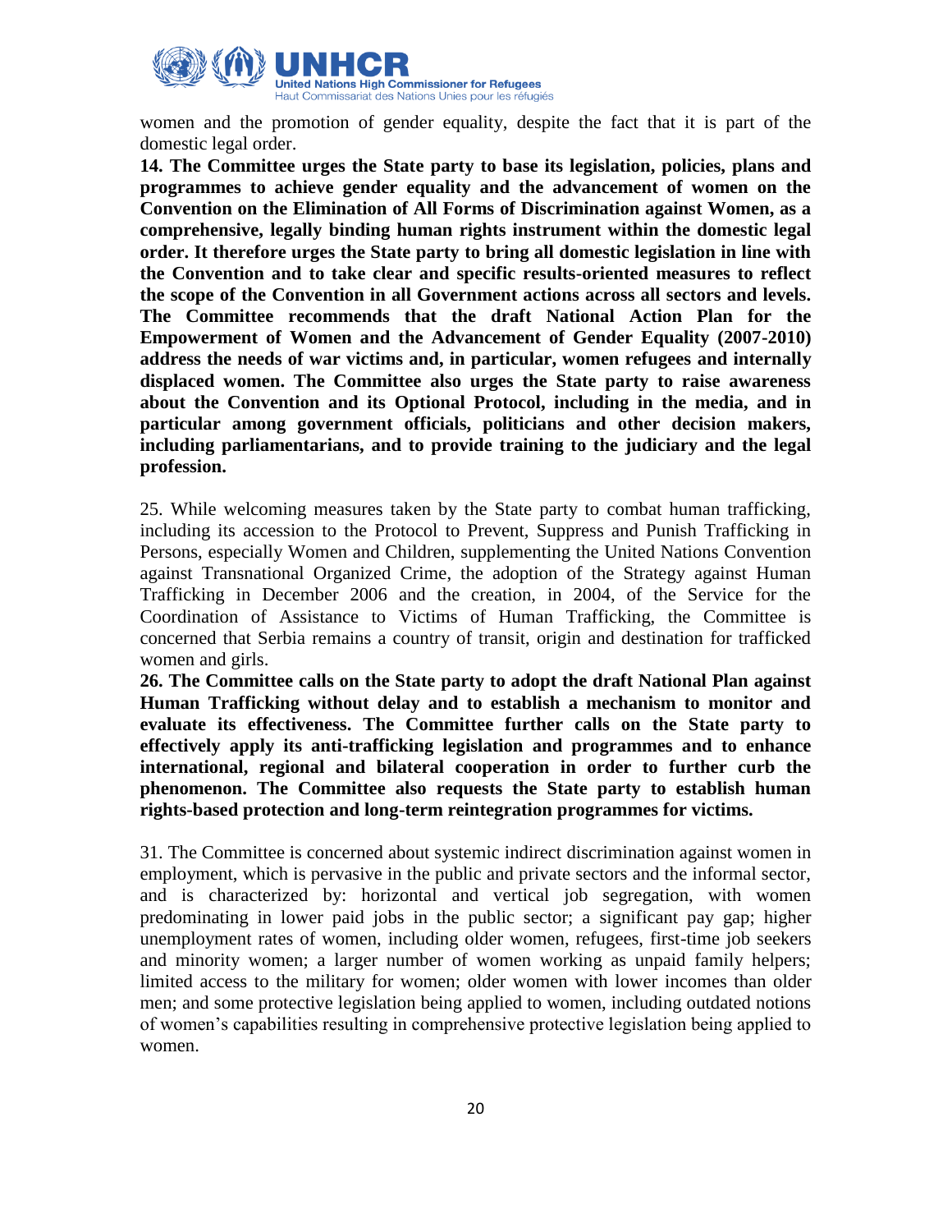women and the promotion of gender equality, despite the fact that it is part of the domestic legal order.

**14. The Committee urges the State party to base its legislation, policies, plans and programmes to achieve gender equality and the advancement of women on the Convention on the Elimination of All Forms of Discrimination against Women, as a comprehensive, legally binding human rights instrument within the domestic legal order. It therefore urges the State party to bring all domestic legislation in line with the Convention and to take clear and specific results-oriented measures to reflect the scope of the Convention in all Government actions across all sectors and levels. The Committee recommends that the draft National Action Plan for the Empowerment of Women and the Advancement of Gender Equality (2007-2010) address the needs of war victims and, in particular, women refugees and internally displaced women. The Committee also urges the State party to raise awareness about the Convention and its Optional Protocol, including in the media, and in particular among government officials, politicians and other decision makers, including parliamentarians, and to provide training to the judiciary and the legal profession.**

25. While welcoming measures taken by the State party to combat human trafficking, including its accession to the Protocol to Prevent, Suppress and Punish Trafficking in Persons, especially Women and Children, supplementing the United Nations Convention against Transnational Organized Crime, the adoption of the Strategy against Human Trafficking in December 2006 and the creation, in 2004, of the Service for the Coordination of Assistance to Victims of Human Trafficking, the Committee is concerned that Serbia remains a country of transit, origin and destination for trafficked women and girls.

**26. The Committee calls on the State party to adopt the draft National Plan against Human Trafficking without delay and to establish a mechanism to monitor and evaluate its effectiveness. The Committee further calls on the State party to effectively apply its anti-trafficking legislation and programmes and to enhance international, regional and bilateral cooperation in order to further curb the phenomenon. The Committee also requests the State party to establish human rights-based protection and long-term reintegration programmes for victims.**

31. The Committee is concerned about systemic indirect discrimination against women in employment, which is pervasive in the public and private sectors and the informal sector, and is characterized by: horizontal and vertical job segregation, with women predominating in lower paid jobs in the public sector; a significant pay gap; higher unemployment rates of women, including older women, refugees, first-time job seekers and minority women; a larger number of women working as unpaid family helpers; limited access to the military for women; older women with lower incomes than older men; and some protective legislation being applied to women, including outdated notions of women's capabilities resulting in comprehensive protective legislation being applied to women.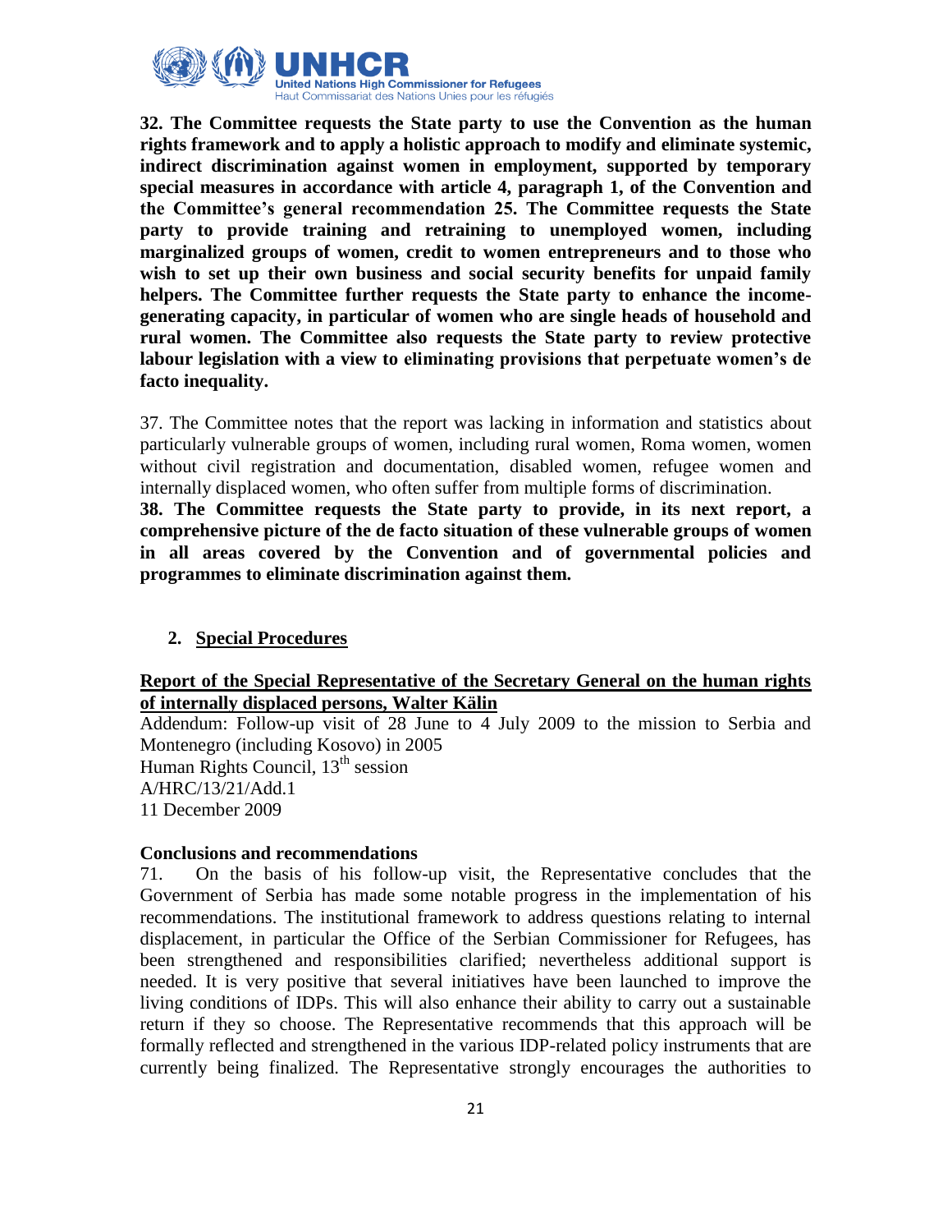**32. The Committee requests the State party to use the Convention as the human rights framework and to apply a holistic approach to modify and eliminate systemic, indirect discrimination against women in employment, supported by temporary special measures in accordance with article 4, paragraph 1, of the Convention and the Committee's general recommendation 25. The Committee requests the State party to provide training and retraining to unemployed women, including marginalized groups of women, credit to women entrepreneurs and to those who wish to set up their own business and social security benefits for unpaid family helpers. The Committee further requests the State party to enhance the income-generating capacity, in particular of women who are single heads of household and rural women. The Committee also requests the State party to review protective labour legislation with a view to eliminating provisions that perpetuate women's de facto inequality.**

37. The Committee notes that the report was lacking in information and statistics about particularly vulnerable groups of women, including rural women, Roma women, women without civil registration and documentation, disabled women, refugee women and internally displaced women, who often suffer from multiple forms of discrimination.

**38. The Committee requests the State party to provide, in its next report, a comprehensive picture of the de facto situation of these vulnerable groups of women in all areas covered by the Convention and of governmental policies and programmes to eliminate discrimination against them.**

## 2. Special Procedures

### Report of the Special Representative of the Secretary General on the human rights of internally displaced persons, Walter Kälin

Addendum: Follow-up visit of 28 June to 4 July 2009 to the mission to Serbia and Montenegro (including Kosovo) in 2005
Human Rights Council, 13th session
A/HRC/13/21/Add.1
11 December 2009

**Conclusions and recommendations**

71. On the basis of his follow-up visit, the Representative concludes that the Government of Serbia has made some notable progress in the implementation of his recommendations. The institutional framework to address questions relating to internal displacement, in particular the Office of the Serbian Commissioner for Refugees, has been strengthened and responsibilities clarified; nevertheless additional support is needed. It is very positive that several initiatives have been launched to improve the living conditions of IDPs. This will also enhance their ability to carry out a sustainable return if they so choose. The Representative recommends that this approach will be formally reflected and strengthened in the various IDP-related policy instruments that are currently being finalized. The Representative strongly encourages the authorities to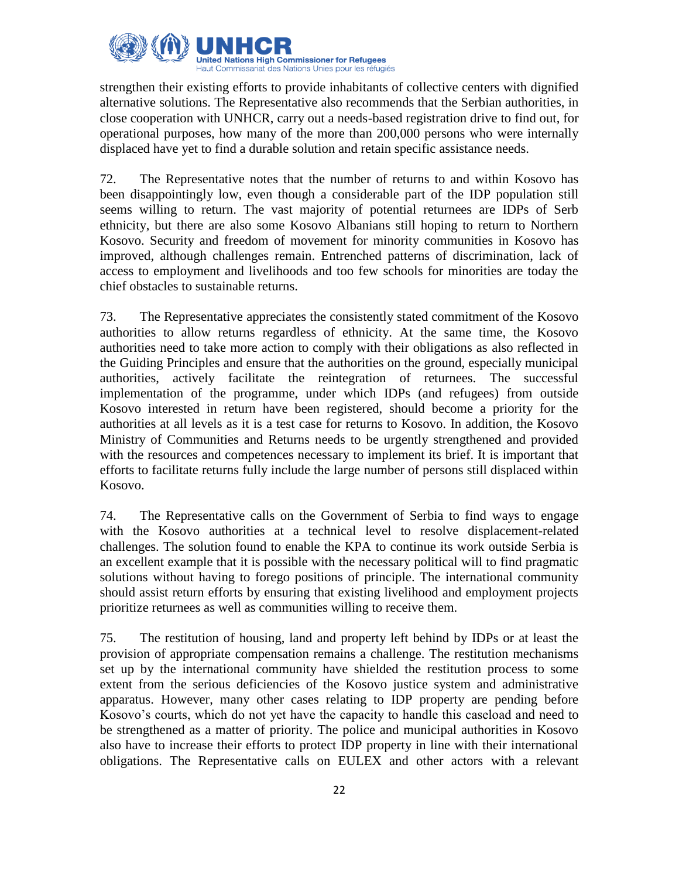strengthen their existing efforts to provide inhabitants of collective centers with dignified alternative solutions. The Representative also recommends that the Serbian authorities, in close cooperation with UNHCR, carry out a needs-based registration drive to find out, for operational purposes, how many of the more than 200,000 persons who were internally displaced have yet to find a durable solution and retain specific assistance needs.

72. The Representative notes that the number of returns to and within Kosovo has been disappointingly low, even though a considerable part of the IDP population still seems willing to return. The vast majority of potential returnees are IDPs of Serb ethnicity, but there are also some Kosovo Albanians still hoping to return to Northern Kosovo. Security and freedom of movement for minority communities in Kosovo has improved, although challenges remain. Entrenched patterns of discrimination, lack of access to employment and livelihoods and too few schools for minorities are today the chief obstacles to sustainable returns.

73. The Representative appreciates the consistently stated commitment of the Kosovo authorities to allow returns regardless of ethnicity. At the same time, the Kosovo authorities need to take more action to comply with their obligations as also reflected in the Guiding Principles and ensure that the authorities on the ground, especially municipal authorities, actively facilitate the reintegration of returnees. The successful implementation of the programme, under which IDPs (and refugees) from outside Kosovo interested in return have been registered, should become a priority for the authorities at all levels as it is a test case for returns to Kosovo. In addition, the Kosovo Ministry of Communities and Returns needs to be urgently strengthened and provided with the resources and competences necessary to implement its brief. It is important that efforts to facilitate returns fully include the large number of persons still displaced within Kosovo.

74. The Representative calls on the Government of Serbia to find ways to engage with the Kosovo authorities at a technical level to resolve displacement-related challenges. The solution found to enable the KPA to continue its work outside Serbia is an excellent example that it is possible with the necessary political will to find pragmatic solutions without having to forego positions of principle. The international community should assist return efforts by ensuring that existing livelihood and employment projects prioritize returnees as well as communities willing to receive them.

75. The restitution of housing, land and property left behind by IDPs or at least the provision of appropriate compensation remains a challenge. The restitution mechanisms set up by the international community have shielded the restitution process to some extent from the serious deficiencies of the Kosovo justice system and administrative apparatus. However, many other cases relating to IDP property are pending before Kosovo's courts, which do not yet have the capacity to handle this caseload and need to be strengthened as a matter of priority. The police and municipal authorities in Kosovo also have to increase their efforts to protect IDP property in line with their international obligations. The Representative calls on EULEX and other actors with a relevant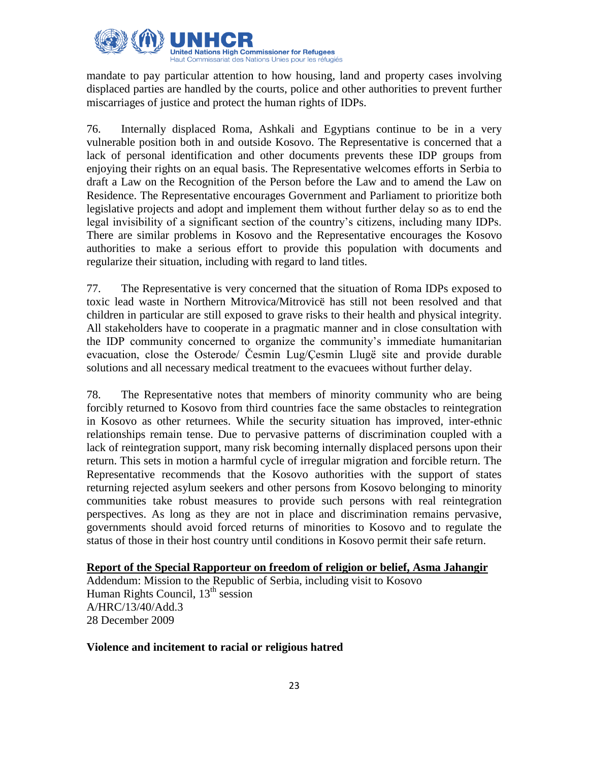mandate to pay particular attention to how housing, land and property cases involving displaced parties are handled by the courts, police and other authorities to prevent further miscarriages of justice and protect the human rights of IDPs.

76. Internally displaced Roma, Ashkali and Egyptians continue to be in a very vulnerable position both in and outside Kosovo. The Representative is concerned that a lack of personal identification and other documents prevents these IDP groups from enjoying their rights on an equal basis. The Representative welcomes efforts in Serbia to draft a Law on the Recognition of the Person before the Law and to amend the Law on Residence. The Representative encourages Government and Parliament to prioritize both legislative projects and adopt and implement them without further delay so as to end the legal invisibility of a significant section of the country's citizens, including many IDPs. There are similar problems in Kosovo and the Representative encourages the Kosovo authorities to make a serious effort to provide this population with documents and regularize their situation, including with regard to land titles.

77. The Representative is very concerned that the situation of Roma IDPs exposed to toxic lead waste in Northern Mitrovica/Mitrovicë has still not been resolved and that children in particular are still exposed to grave risks to their health and physical integrity. All stakeholders have to cooperate in a pragmatic manner and in close consultation with the IDP community concerned to organize the community's immediate humanitarian evacuation, close the Osterode/ Česmin Lug/Çesmin Llugë site and provide durable solutions and all necessary medical treatment to the evacuees without further delay.

78. The Representative notes that members of minority community who are being forcibly returned to Kosovo from third countries face the same obstacles to reintegration in Kosovo as other returnees. While the security situation has improved, inter-ethnic relationships remain tense. Due to pervasive patterns of discrimination coupled with a lack of reintegration support, many risk becoming internally displaced persons upon their return. This sets in motion a harmful cycle of irregular migration and forcible return. The Representative recommends that the Kosovo authorities with the support of states returning rejected asylum seekers and other persons from Kosovo belonging to minority communities take robust measures to provide such persons with real reintegration perspectives. As long as they are not in place and discrimination remains pervasive, governments should avoid forced returns of minorities to Kosovo and to regulate the status of those in their host country until conditions in Kosovo permit their safe return.

**Report of the Special Rapporteur on freedom of religion or belief, Asma Jahangir**

Addendum: Mission to the Republic of Serbia, including visit to Kosovo
Human Rights Council, 13th session
A/HRC/13/40/Add.3
28 December 2009

**Violence and incitement to racial or religious hatred**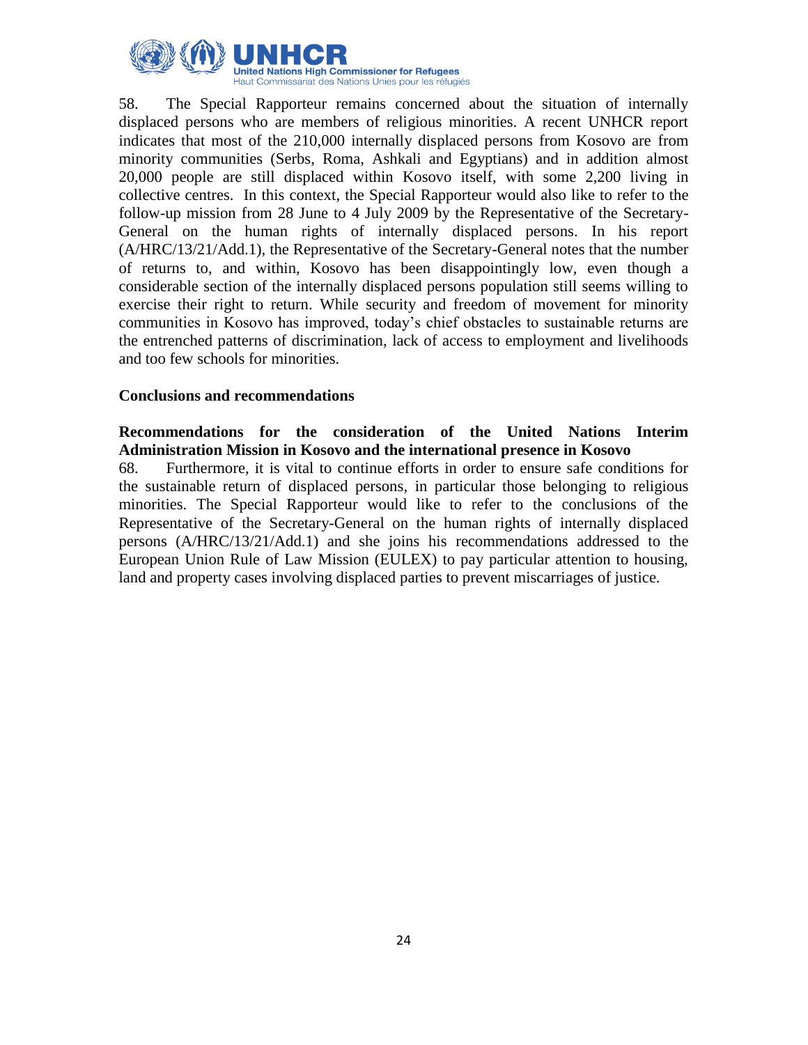58. The Special Rapporteur remains concerned about the situation of internally displaced persons who are members of religious minorities. A recent UNHCR report indicates that most of the 210,000 internally displaced persons from Kosovo are from minority communities (Serbs, Roma, Ashkali and Egyptians) and in addition almost 20,000 people are still displaced within Kosovo itself, with some 2,200 living in collective centres. In this context, the Special Rapporteur would also like to refer to the follow-up mission from 28 June to 4 July 2009 by the Representative of the Secretary-General on the human rights of internally displaced persons. In his report (A/HRC/13/21/Add.1), the Representative of the Secretary-General notes that the number of returns to, and within, Kosovo has been disappointingly low, even though a considerable section of the internally displaced persons population still seems willing to exercise their right to return. While security and freedom of movement for minority communities in Kosovo has improved, today's chief obstacles to sustainable returns are the entrenched patterns of discrimination, lack of access to employment and livelihoods and too few schools for minorities.

**Conclusions and recommendations**

**Recommendations for the consideration of the United Nations Interim Administration Mission in Kosovo and the international presence in Kosovo**

68. Furthermore, it is vital to continue efforts in order to ensure safe conditions for the sustainable return of displaced persons, in particular those belonging to religious minorities. The Special Rapporteur would like to refer to the conclusions of the Representative of the Secretary-General on the human rights of internally displaced persons (A/HRC/13/21/Add.1) and she joins his recommendations addressed to the European Union Rule of Law Mission (EULEX) to pay particular attention to housing, land and property cases involving displaced parties to prevent miscarriages of justice.